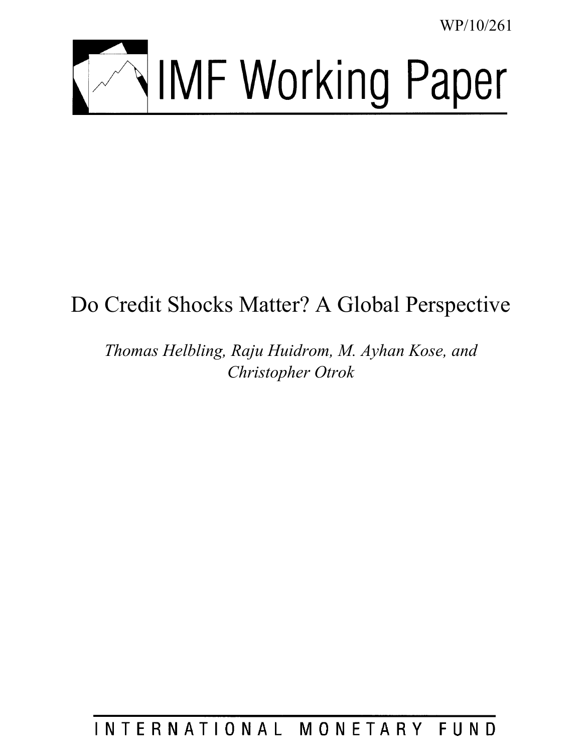WP/10/261

# IMF Working Paper

# Do Credit Shocks Matter? A Global Perspective

*Thomas Helbling, Raju Huidrom, M. Ayhan Kose, and Christopher Otrok*

INTERNATIONAL MONETARY FUND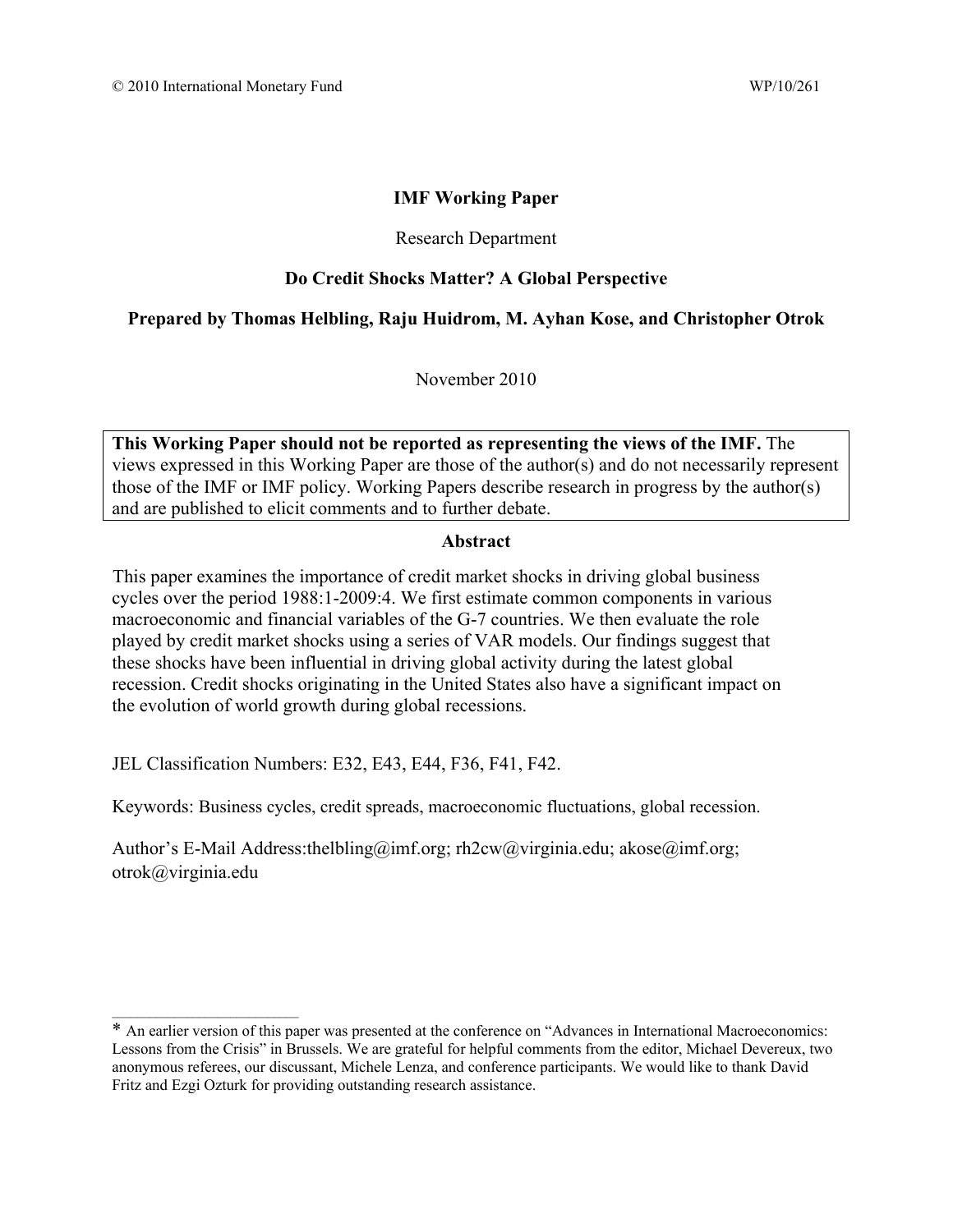© 2010 International Monetary Fund WP/10/261

**IMF Working Paper**

Research Department

**Do Credit Shocks Matter? A Global Perspective**

**Prepared by Thomas Helbling, Raju Huidrom, M. Ayhan Kose, and Christopher Otrok**

November 2010

> **This Working Paper should not be reported as representing the views of the IMF.** The views expressed in this Working Paper are those of the author(s) and do not necessarily represent those of the IMF or IMF policy. Working Papers describe research in progress by the author(s) and are published to elicit comments and to further debate.

**Abstract**

This paper examines the importance of credit market shocks in driving global business cycles over the period 1988:1-2009:4. We first estimate common components in various macroeconomic and financial variables of the G-7 countries. We then evaluate the role played by credit market shocks using a series of VAR models. Our findings suggest that these shocks have been influential in driving global activity during the latest global recession. Credit shocks originating in the United States also have a significant impact on the evolution of world growth during global recessions.

JEL Classification Numbers: E32, E43, E44, F36, F41, F42.

Keywords: Business cycles, credit spreads, macroeconomic fluctuations, global recession.

Author's E-Mail Address:thelbling@imf.org; rh2cw@virginia.edu; akose@imf.org; otrok@virginia.edu

---

* An earlier version of this paper was presented at the conference on "Advances in International Macroeconomics: Lessons from the Crisis" in Brussels. We are grateful for helpful comments from the editor, Michael Devereux, two anonymous referees, our discussant, Michele Lenza, and conference participants. We would like to thank David Fritz and Ezgi Ozturk for providing outstanding research assistance.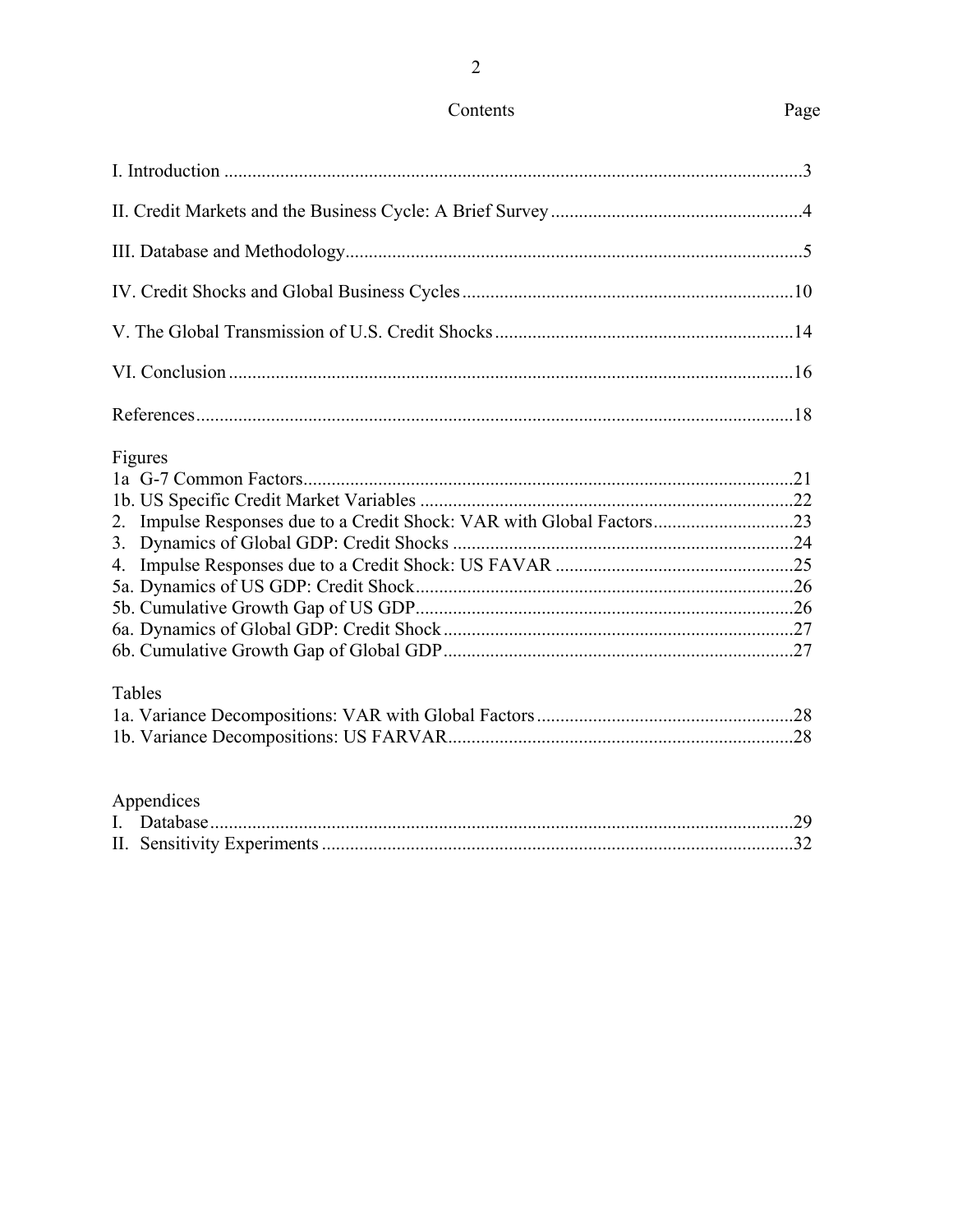Contents Page

I. Introduction ...........................................................................................................................3

II. Credit Markets and the Business Cycle: A Brief Survey .....................................................4

III. Database and Methodology.................................................................................................5

IV. Credit Shocks and Global Business Cycles ......................................................................10

V. The Global Transmission of U.S. Credit Shocks ...............................................................14

VI. Conclusion ........................................................................................................................16

References...............................................................................................................................18

Figures
1a G-7 Common Factors........................................................................................................21
1b. US Specific Credit Market Variables ...............................................................................22
2. Impulse Responses due to a Credit Shock: VAR with Global Factors..............................23
3. Dynamics of Global GDP: Credit Shocks ........................................................................24
4. Impulse Responses due to a Credit Shock: US FAVAR ...................................................25
5a. Dynamics of US GDP: Credit Shock................................................................................26
5b. Cumulative Growth Gap of US GDP................................................................................26
6a. Dynamics of Global GDP: Credit Shock ..........................................................................27
6b. Cumulative Growth Gap of Global GDP..........................................................................27

Tables
1a. Variance Decompositions: VAR with Global Factors ......................................................28
1b. Variance Decompositions: US FARVAR.........................................................................28

Appendices
I. Database............................................................................................................................29
II. Sensitivity Experiments ....................................................................................................32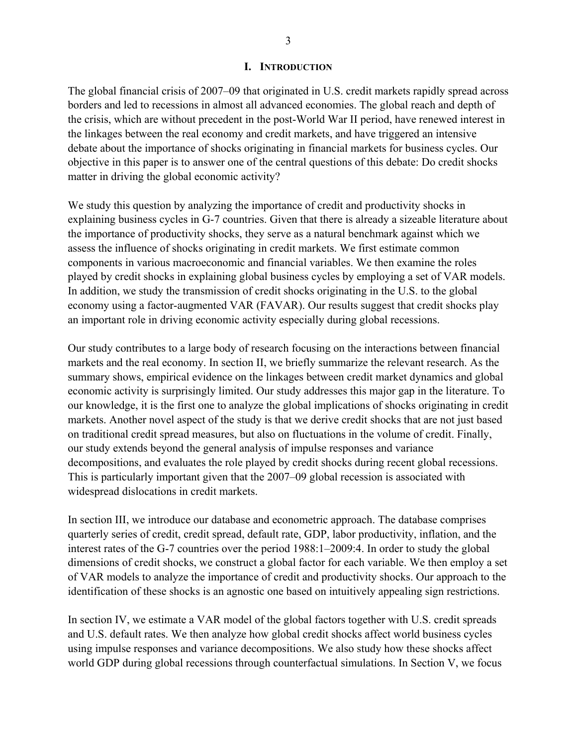# I. INTRODUCTION

The global financial crisis of 2007–09 that originated in U.S. credit markets rapidly spread across borders and led to recessions in almost all advanced economies. The global reach and depth of the crisis, which are without precedent in the post-World War II period, have renewed interest in the linkages between the real economy and credit markets, and have triggered an intensive debate about the importance of shocks originating in financial markets for business cycles. Our objective in this paper is to answer one of the central questions of this debate: Do credit shocks matter in driving the global economic activity?

We study this question by analyzing the importance of credit and productivity shocks in explaining business cycles in G-7 countries. Given that there is already a sizeable literature about the importance of productivity shocks, they serve as a natural benchmark against which we assess the influence of shocks originating in credit markets. We first estimate common components in various macroeconomic and financial variables. We then examine the roles played by credit shocks in explaining global business cycles by employing a set of VAR models. In addition, we study the transmission of credit shocks originating in the U.S. to the global economy using a factor-augmented VAR (FAVAR). Our results suggest that credit shocks play an important role in driving economic activity especially during global recessions.

Our study contributes to a large body of research focusing on the interactions between financial markets and the real economy. In section II, we briefly summarize the relevant research. As the summary shows, empirical evidence on the linkages between credit market dynamics and global economic activity is surprisingly limited. Our study addresses this major gap in the literature. To our knowledge, it is the first one to analyze the global implications of shocks originating in credit markets. Another novel aspect of the study is that we derive credit shocks that are not just based on traditional credit spread measures, but also on fluctuations in the volume of credit. Finally, our study extends beyond the general analysis of impulse responses and variance decompositions, and evaluates the role played by credit shocks during recent global recessions. This is particularly important given that the 2007–09 global recession is associated with widespread dislocations in credit markets.

In section III, we introduce our database and econometric approach. The database comprises quarterly series of credit, credit spread, default rate, GDP, labor productivity, inflation, and the interest rates of the G-7 countries over the period 1988:1–2009:4. In order to study the global dimensions of credit shocks, we construct a global factor for each variable. We then employ a set of VAR models to analyze the importance of credit and productivity shocks. Our approach to the identification of these shocks is an agnostic one based on intuitively appealing sign restrictions.

In section IV, we estimate a VAR model of the global factors together with U.S. credit spreads and U.S. default rates. We then analyze how global credit shocks affect world business cycles using impulse responses and variance decompositions. We also study how these shocks affect world GDP during global recessions through counterfactual simulations. In Section V, we focus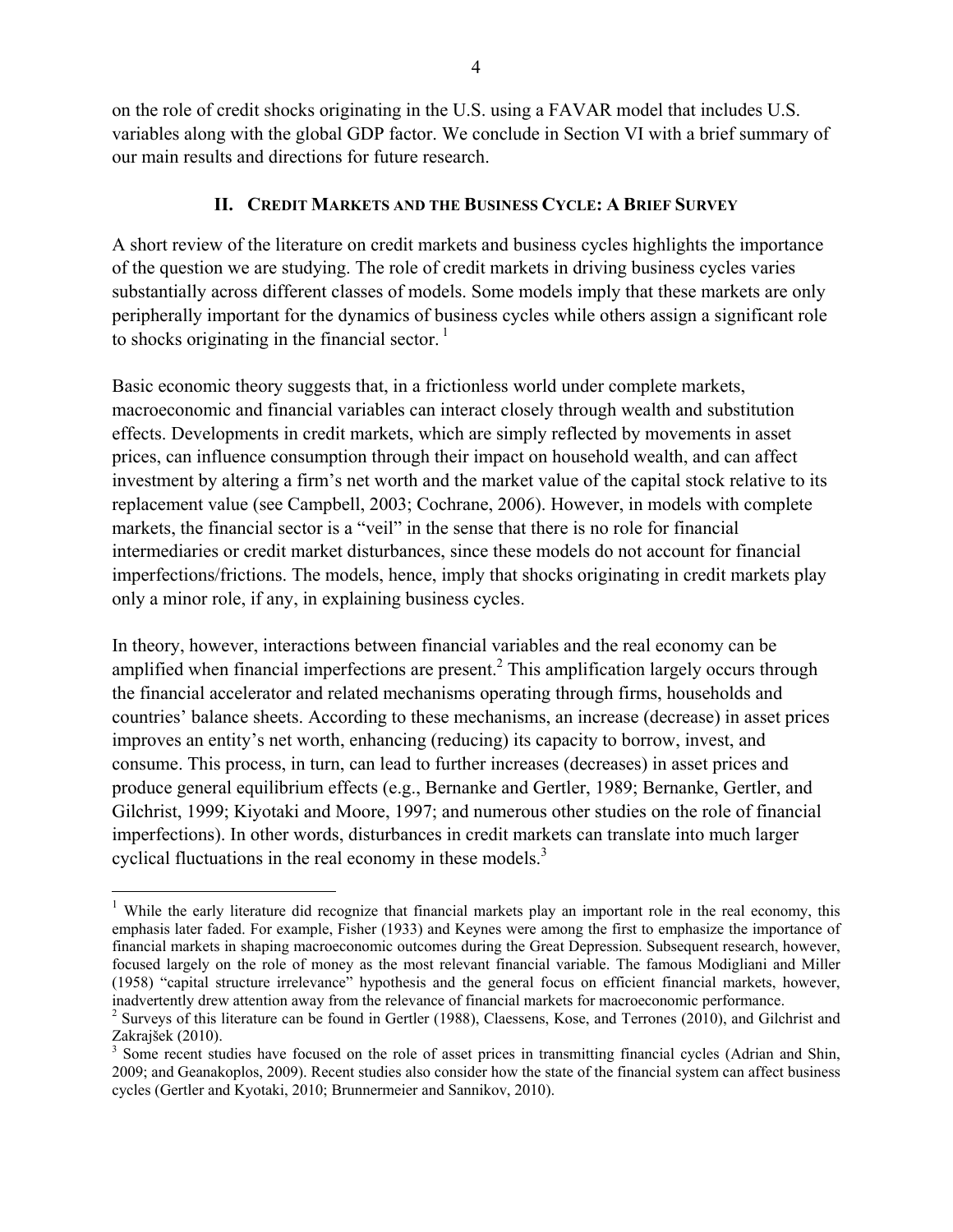on the role of credit shocks originating in the U.S. using a FAVAR model that includes U.S. variables along with the global GDP factor. We conclude in Section VI with a brief summary of our main results and directions for future research.

## II. Credit Markets and the Business Cycle: A Brief Survey

A short review of the literature on credit markets and business cycles highlights the importance of the question we are studying. The role of credit markets in driving business cycles varies substantially across different classes of models. Some models imply that these markets are only peripherally important for the dynamics of business cycles while others assign a significant role to shocks originating in the financial sector. [1]

Basic economic theory suggests that, in a frictionless world under complete markets, macroeconomic and financial variables can interact closely through wealth and substitution effects. Developments in credit markets, which are simply reflected by movements in asset prices, can influence consumption through their impact on household wealth, and can affect investment by altering a firm's net worth and the market value of the capital stock relative to its replacement value (see Campbell, 2003; Cochrane, 2006). However, in models with complete markets, the financial sector is a "veil" in the sense that there is no role for financial intermediaries or credit market disturbances, since these models do not account for financial imperfections/frictions. The models, hence, imply that shocks originating in credit markets play only a minor role, if any, in explaining business cycles.

In theory, however, interactions between financial variables and the real economy can be amplified when financial imperfections are present.[2] This amplification largely occurs through the financial accelerator and related mechanisms operating through firms, households and countries' balance sheets. According to these mechanisms, an increase (decrease) in asset prices improves an entity's net worth, enhancing (reducing) its capacity to borrow, invest, and consume. This process, in turn, can lead to further increases (decreases) in asset prices and produce general equilibrium effects (e.g., Bernanke and Gertler, 1989; Bernanke, Gertler, and Gilchrist, 1999; Kiyotaki and Moore, 1997; and numerous other studies on the role of financial imperfections). In other words, disturbances in credit markets can translate into much larger cyclical fluctuations in the real economy in these models.[3]

[1] While the early literature did recognize that financial markets play an important role in the real economy, this emphasis later faded. For example, Fisher (1933) and Keynes were among the first to emphasize the importance of financial markets in shaping macroeconomic outcomes during the Great Depression. Subsequent research, however, focused largely on the role of money as the most relevant financial variable. The famous Modigliani and Miller (1958) "capital structure irrelevance" hypothesis and the general focus on efficient financial markets, however, inadvertently drew attention away from the relevance of financial markets for macroeconomic performance.

[2] Surveys of this literature can be found in Gertler (1988), Claessens, Kose, and Terrones (2010), and Gilchrist and Zakrajšek (2010).

[3] Some recent studies have focused on the role of asset prices in transmitting financial cycles (Adrian and Shin, 2009; and Geanakoplos, 2009). Recent studies also consider how the state of the financial system can affect business cycles (Gertler and Kyotaki, 2010; Brunnermeier and Sannikov, 2010).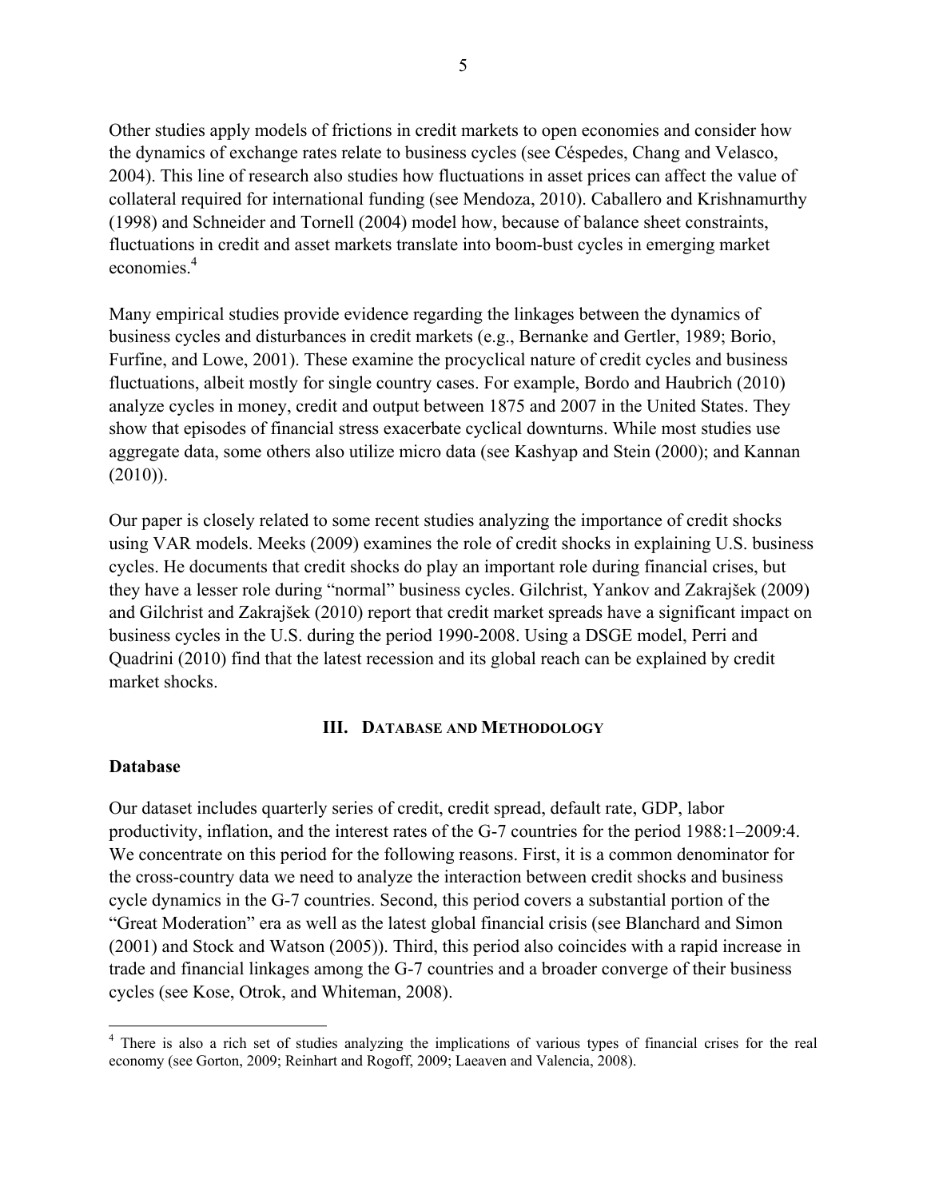Other studies apply models of frictions in credit markets to open economies and consider how the dynamics of exchange rates relate to business cycles (see Céspedes, Chang and Velasco, 2004). This line of research also studies how fluctuations in asset prices can affect the value of collateral required for international funding (see Mendoza, 2010). Caballero and Krishnamurthy (1998) and Schneider and Tornell (2004) model how, because of balance sheet constraints, fluctuations in credit and asset markets translate into boom-bust cycles in emerging market economies.[4]

Many empirical studies provide evidence regarding the linkages between the dynamics of business cycles and disturbances in credit markets (e.g., Bernanke and Gertler, 1989; Borio, Furfine, and Lowe, 2001). These examine the procyclical nature of credit cycles and business fluctuations, albeit mostly for single country cases. For example, Bordo and Haubrich (2010) analyze cycles in money, credit and output between 1875 and 2007 in the United States. They show that episodes of financial stress exacerbate cyclical downturns. While most studies use aggregate data, some others also utilize micro data (see Kashyap and Stein (2000); and Kannan (2010)).

Our paper is closely related to some recent studies analyzing the importance of credit shocks using VAR models. Meeks (2009) examines the role of credit shocks in explaining U.S. business cycles. He documents that credit shocks do play an important role during financial crises, but they have a lesser role during "normal" business cycles. Gilchrist, Yankov and Zakrajšek (2009) and Gilchrist and Zakrajšek (2010) report that credit market spreads have a significant impact on business cycles in the U.S. during the period 1990-2008. Using a DSGE model, Perri and Quadrini (2010) find that the latest recession and its global reach can be explained by credit market shocks.

## III. Database and Methodology

### Database

Our dataset includes quarterly series of credit, credit spread, default rate, GDP, labor productivity, inflation, and the interest rates of the G-7 countries for the period 1988:1–2009:4. We concentrate on this period for the following reasons. First, it is a common denominator for the cross-country data we need to analyze the interaction between credit shocks and business cycle dynamics in the G-7 countries. Second, this period covers a substantial portion of the "Great Moderation" era as well as the latest global financial crisis (see Blanchard and Simon (2001) and Stock and Watson (2005)). Third, this period also coincides with a rapid increase in trade and financial linkages among the G-7 countries and a broader converge of their business cycles (see Kose, Otrok, and Whiteman, 2008).

[4] There is also a rich set of studies analyzing the implications of various types of financial crises for the real economy (see Gorton, 2009; Reinhart and Rogoff, 2009; Laeaven and Valencia, 2008).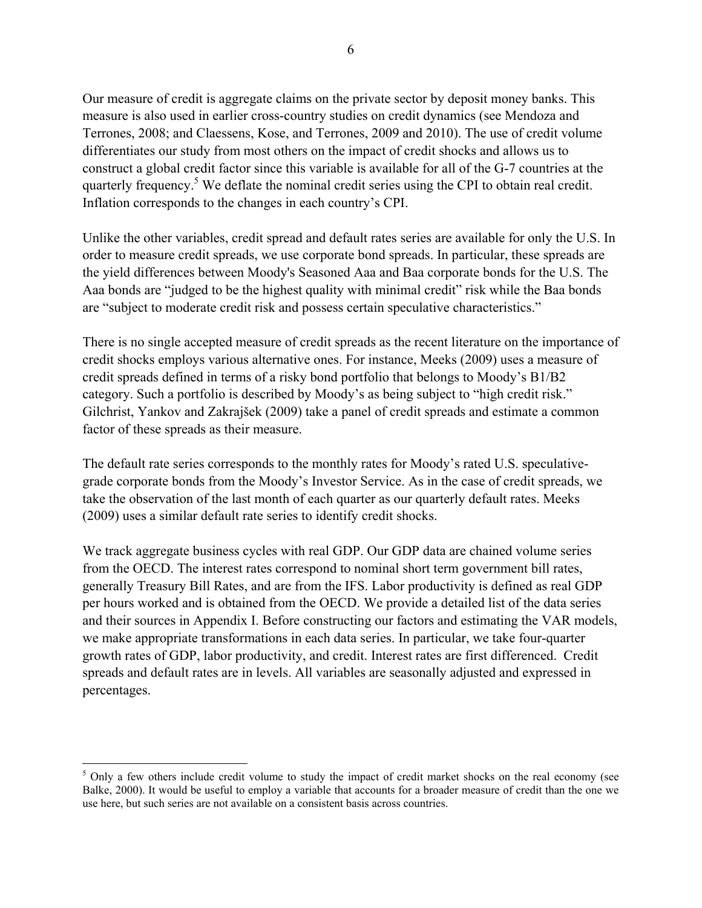Our measure of credit is aggregate claims on the private sector by deposit money banks. This measure is also used in earlier cross-country studies on credit dynamics (see Mendoza and Terrones, 2008; and Claessens, Kose, and Terrones, 2009 and 2010). The use of credit volume differentiates our study from most others on the impact of credit shocks and allows us to construct a global credit factor since this variable is available for all of the G-7 countries at the quarterly frequency.[5] We deflate the nominal credit series using the CPI to obtain real credit. Inflation corresponds to the changes in each country's CPI.

Unlike the other variables, credit spread and default rates series are available for only the U.S. In order to measure credit spreads, we use corporate bond spreads. In particular, these spreads are the yield differences between Moody's Seasoned Aaa and Baa corporate bonds for the U.S. The Aaa bonds are "judged to be the highest quality with minimal credit" risk while the Baa bonds are "subject to moderate credit risk and possess certain speculative characteristics."

There is no single accepted measure of credit spreads as the recent literature on the importance of credit shocks employs various alternative ones. For instance, Meeks (2009) uses a measure of credit spreads defined in terms of a risky bond portfolio that belongs to Moody's B1/B2 category. Such a portfolio is described by Moody's as being subject to "high credit risk." Gilchrist, Yankov and Zakrajšek (2009) take a panel of credit spreads and estimate a common factor of these spreads as their measure.

The default rate series corresponds to the monthly rates for Moody's rated U.S. speculative-grade corporate bonds from the Moody's Investor Service. As in the case of credit spreads, we take the observation of the last month of each quarter as our quarterly default rates. Meeks (2009) uses a similar default rate series to identify credit shocks.

We track aggregate business cycles with real GDP. Our GDP data are chained volume series from the OECD. The interest rates correspond to nominal short term government bill rates, generally Treasury Bill Rates, and are from the IFS. Labor productivity is defined as real GDP per hours worked and is obtained from the OECD. We provide a detailed list of the data series and their sources in Appendix I. Before constructing our factors and estimating the VAR models, we make appropriate transformations in each data series. In particular, we take four-quarter growth rates of GDP, labor productivity, and credit. Interest rates are first differenced. Credit spreads and default rates are in levels. All variables are seasonally adjusted and expressed in percentages.

---

[5] Only a few others include credit volume to study the impact of credit market shocks on the real economy (see Balke, 2000). It would be useful to employ a variable that accounts for a broader measure of credit than the one we use here, but such series are not available on a consistent basis across countries.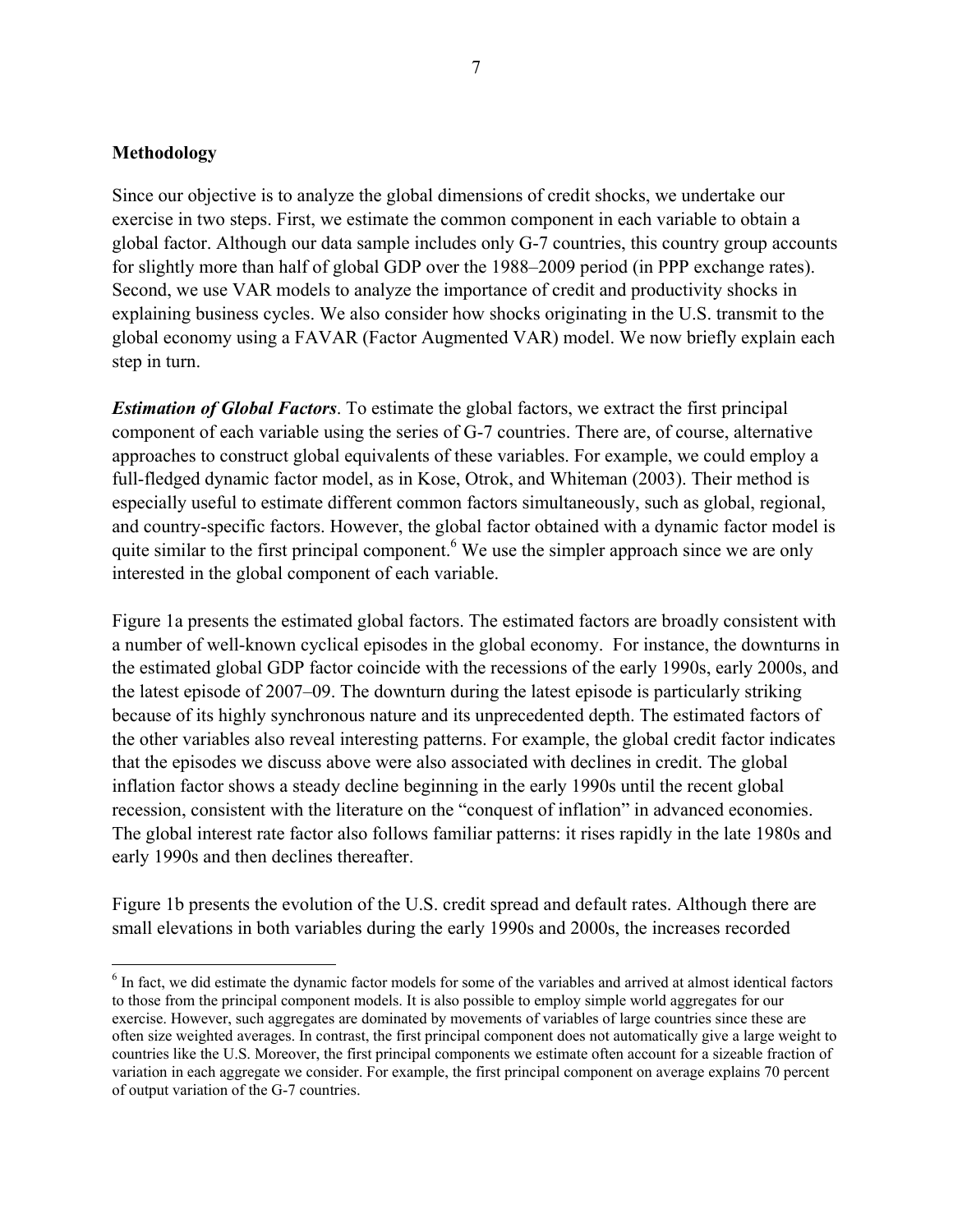**Methodology**

Since our objective is to analyze the global dimensions of credit shocks, we undertake our exercise in two steps. First, we estimate the common component in each variable to obtain a global factor. Although our data sample includes only G-7 countries, this country group accounts for slightly more than half of global GDP over the 1988–2009 period (in PPP exchange rates). Second, we use VAR models to analyze the importance of credit and productivity shocks in explaining business cycles. We also consider how shocks originating in the U.S. transmit to the global economy using a FAVAR (Factor Augmented VAR) model. We now briefly explain each step in turn.

***Estimation of Global Factors***. To estimate the global factors, we extract the first principal component of each variable using the series of G-7 countries. There are, of course, alternative approaches to construct global equivalents of these variables. For example, we could employ a full-fledged dynamic factor model, as in Kose, Otrok, and Whiteman (2003). Their method is especially useful to estimate different common factors simultaneously, such as global, regional, and country-specific factors. However, the global factor obtained with a dynamic factor model is quite similar to the first principal component.[6] We use the simpler approach since we are only interested in the global component of each variable.

Figure 1a presents the estimated global factors. The estimated factors are broadly consistent with a number of well-known cyclical episodes in the global economy. For instance, the downturns in the estimated global GDP factor coincide with the recessions of the early 1990s, early 2000s, and the latest episode of 2007–09. The downturn during the latest episode is particularly striking because of its highly synchronous nature and its unprecedented depth. The estimated factors of the other variables also reveal interesting patterns. For example, the global credit factor indicates that the episodes we discuss above were also associated with declines in credit. The global inflation factor shows a steady decline beginning in the early 1990s until the recent global recession, consistent with the literature on the "conquest of inflation" in advanced economies. The global interest rate factor also follows familiar patterns: it rises rapidly in the late 1980s and early 1990s and then declines thereafter.

Figure 1b presents the evolution of the U.S. credit spread and default rates. Although there are small elevations in both variables during the early 1990s and 2000s, the increases recorded

---

[6] In fact, we did estimate the dynamic factor models for some of the variables and arrived at almost identical factors to those from the principal component models. It is also possible to employ simple world aggregates for our exercise. However, such aggregates are dominated by movements of variables of large countries since these are often size weighted averages. In contrast, the first principal component does not automatically give a large weight to countries like the U.S. Moreover, the first principal components we estimate often account for a sizeable fraction of variation in each aggregate we consider. For example, the first principal component on average explains 70 percent of output variation of the G-7 countries.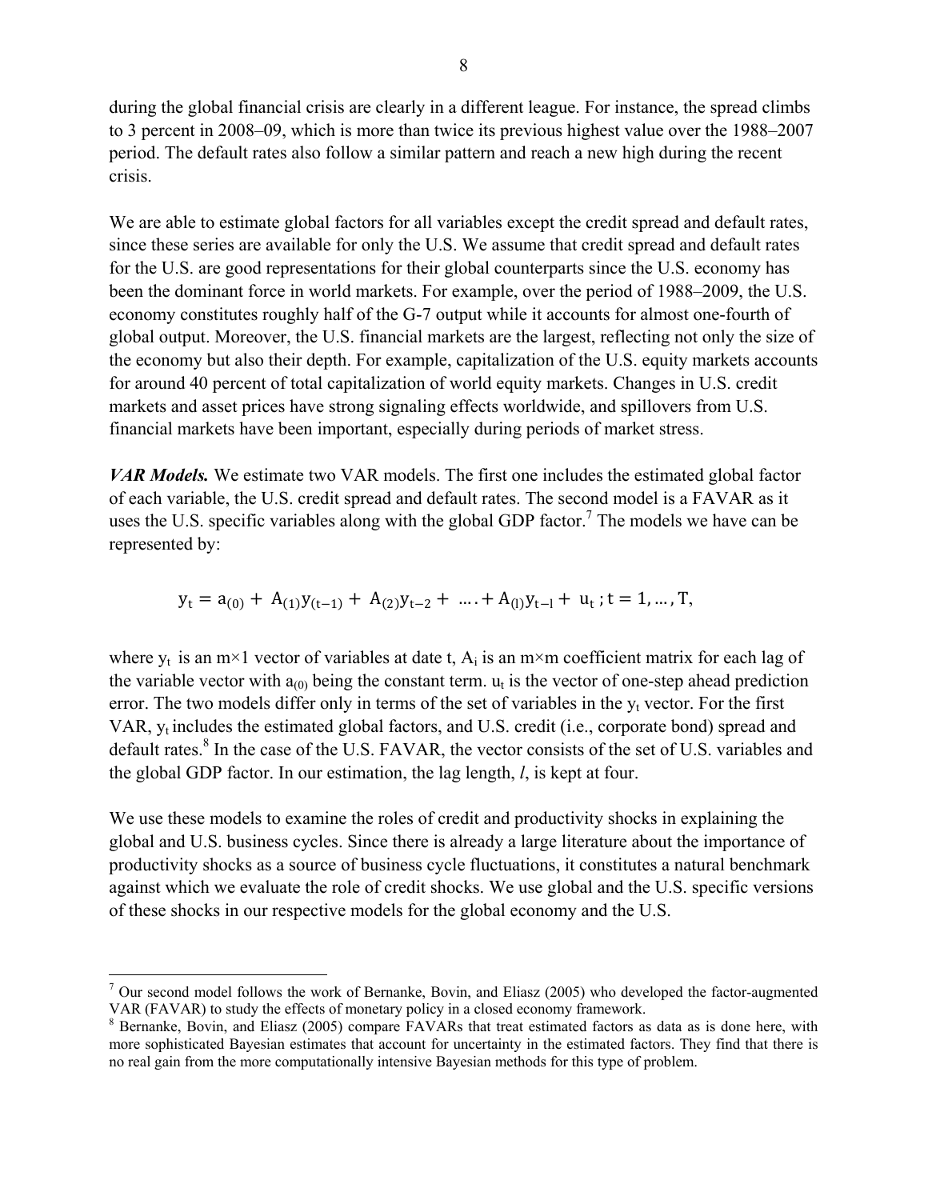during the global financial crisis are clearly in a different league. For instance, the spread climbs to 3 percent in 2008–09, which is more than twice its previous highest value over the 1988–2007 period. The default rates also follow a similar pattern and reach a new high during the recent crisis.

We are able to estimate global factors for all variables except the credit spread and default rates, since these series are available for only the U.S. We assume that credit spread and default rates for the U.S. are good representations for their global counterparts since the U.S. economy has been the dominant force in world markets. For example, over the period of 1988–2009, the U.S. economy constitutes roughly half of the G-7 output while it accounts for almost one-fourth of global output. Moreover, the U.S. financial markets are the largest, reflecting not only the size of the economy but also their depth. For example, capitalization of the U.S. equity markets accounts for around 40 percent of total capitalization of world equity markets. Changes in U.S. credit markets and asset prices have strong signaling effects worldwide, and spillovers from U.S. financial markets have been important, especially during periods of market stress.

***VAR Models.*** We estimate two VAR models. The first one includes the estimated global factor of each variable, the U.S. credit spread and default rates. The second model is a FAVAR as it uses the U.S. specific variables along with the global GDP factor.[7] The models we have can be represented by:

$$y_t = a_{(0)} + A_{(1)}y_{(t-1)} + A_{(2)}y_{t-2} + \ldots + A_{(l)}y_{t-l} + u_t \,; t = 1, \ldots, T,$$

where $y_t$ is an m×1 vector of variables at date t, $A_i$ is an m×m coefficient matrix for each lag of the variable vector with $a_{(0)}$ being the constant term. $u_t$ is the vector of one-step ahead prediction error. The two models differ only in terms of the set of variables in the $y_t$ vector. For the first VAR, $y_t$ includes the estimated global factors, and U.S. credit (i.e., corporate bond) spread and default rates.[8] In the case of the U.S. FAVAR, the vector consists of the set of U.S. variables and the global GDP factor. In our estimation, the lag length, *l*, is kept at four.

We use these models to examine the roles of credit and productivity shocks in explaining the global and U.S. business cycles. Since there is already a large literature about the importance of productivity shocks as a source of business cycle fluctuations, it constitutes a natural benchmark against which we evaluate the role of credit shocks. We use global and the U.S. specific versions of these shocks in our respective models for the global economy and the U.S.

---

[7] Our second model follows the work of Bernanke, Bovin, and Eliasz (2005) who developed the factor-augmented VAR (FAVAR) to study the effects of monetary policy in a closed economy framework.

[8] Bernanke, Bovin, and Eliasz (2005) compare FAVARs that treat estimated factors as data as is done here, with more sophisticated Bayesian estimates that account for uncertainty in the estimated factors. They find that there is no real gain from the more computationally intensive Bayesian methods for this type of problem.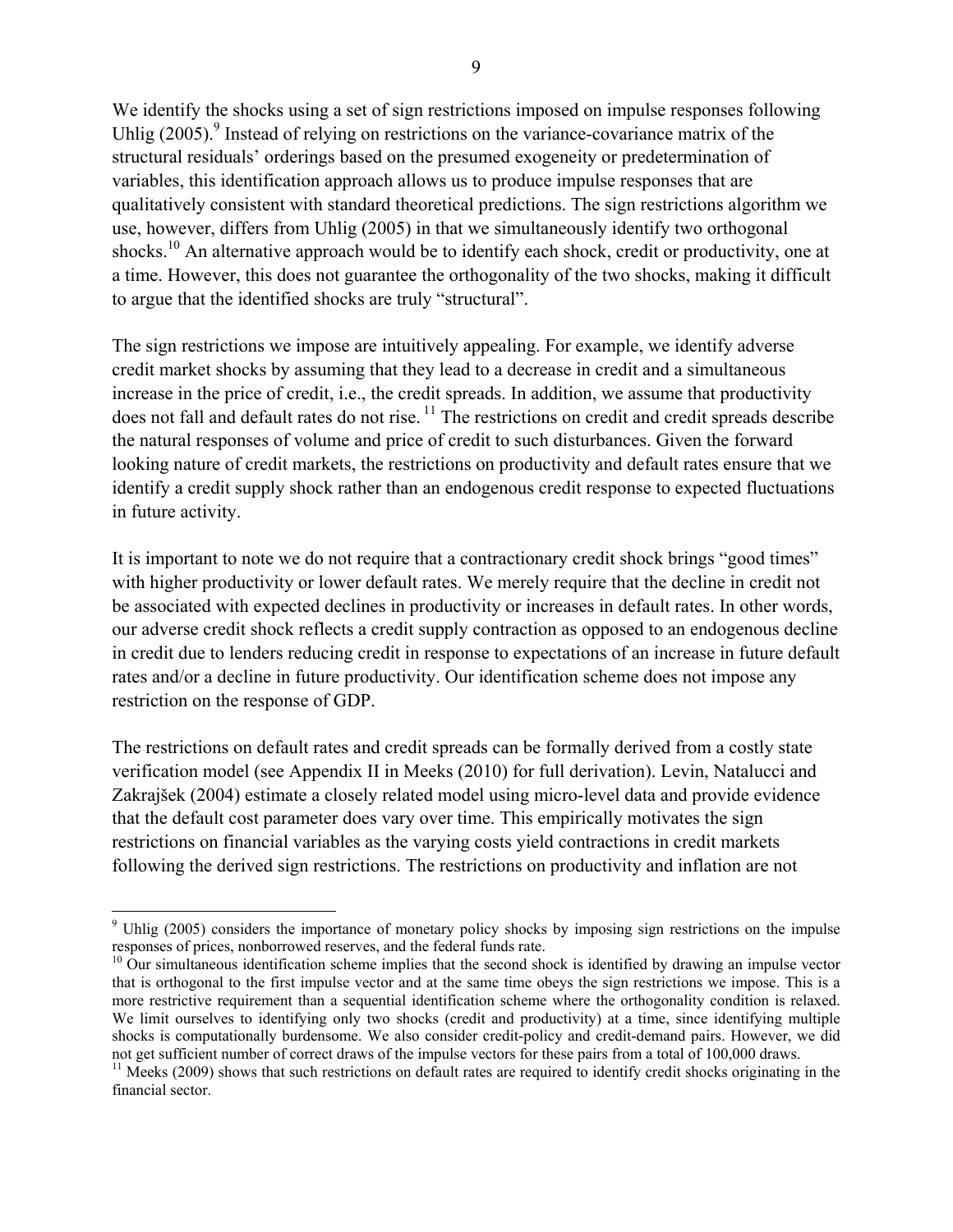We identify the shocks using a set of sign restrictions imposed on impulse responses following Uhlig (2005).[9] Instead of relying on restrictions on the variance-covariance matrix of the structural residuals' orderings based on the presumed exogeneity or predetermination of variables, this identification approach allows us to produce impulse responses that are qualitatively consistent with standard theoretical predictions. The sign restrictions algorithm we use, however, differs from Uhlig (2005) in that we simultaneously identify two orthogonal shocks.[10] An alternative approach would be to identify each shock, credit or productivity, one at a time. However, this does not guarantee the orthogonality of the two shocks, making it difficult to argue that the identified shocks are truly "structural".

The sign restrictions we impose are intuitively appealing. For example, we identify adverse credit market shocks by assuming that they lead to a decrease in credit and a simultaneous increase in the price of credit, i.e., the credit spreads. In addition, we assume that productivity does not fall and default rates do not rise.[11] The restrictions on credit and credit spreads describe the natural responses of volume and price of credit to such disturbances. Given the forward looking nature of credit markets, the restrictions on productivity and default rates ensure that we identify a credit supply shock rather than an endogenous credit response to expected fluctuations in future activity.

It is important to note we do not require that a contractionary credit shock brings "good times" with higher productivity or lower default rates. We merely require that the decline in credit not be associated with expected declines in productivity or increases in default rates. In other words, our adverse credit shock reflects a credit supply contraction as opposed to an endogenous decline in credit due to lenders reducing credit in response to expectations of an increase in future default rates and/or a decline in future productivity. Our identification scheme does not impose any restriction on the response of GDP.

The restrictions on default rates and credit spreads can be formally derived from a costly state verification model (see Appendix II in Meeks (2010) for full derivation). Levin, Natalucci and Zakrajšek (2004) estimate a closely related model using micro-level data and provide evidence that the default cost parameter does vary over time. This empirically motivates the sign restrictions on financial variables as the varying costs yield contractions in credit markets following the derived sign restrictions. The restrictions on productivity and inflation are not

---

[9] Uhlig (2005) considers the importance of monetary policy shocks by imposing sign restrictions on the impulse responses of prices, nonborrowed reserves, and the federal funds rate.

[10] Our simultaneous identification scheme implies that the second shock is identified by drawing an impulse vector that is orthogonal to the first impulse vector and at the same time obeys the sign restrictions we impose. This is a more restrictive requirement than a sequential identification scheme where the orthogonality condition is relaxed. We limit ourselves to identifying only two shocks (credit and productivity) at a time, since identifying multiple shocks is computationally burdensome. We also consider credit-policy and credit-demand pairs. However, we did not get sufficient number of correct draws of the impulse vectors for these pairs from a total of 100,000 draws.

[11] Meeks (2009) shows that such restrictions on default rates are required to identify credit shocks originating in the financial sector.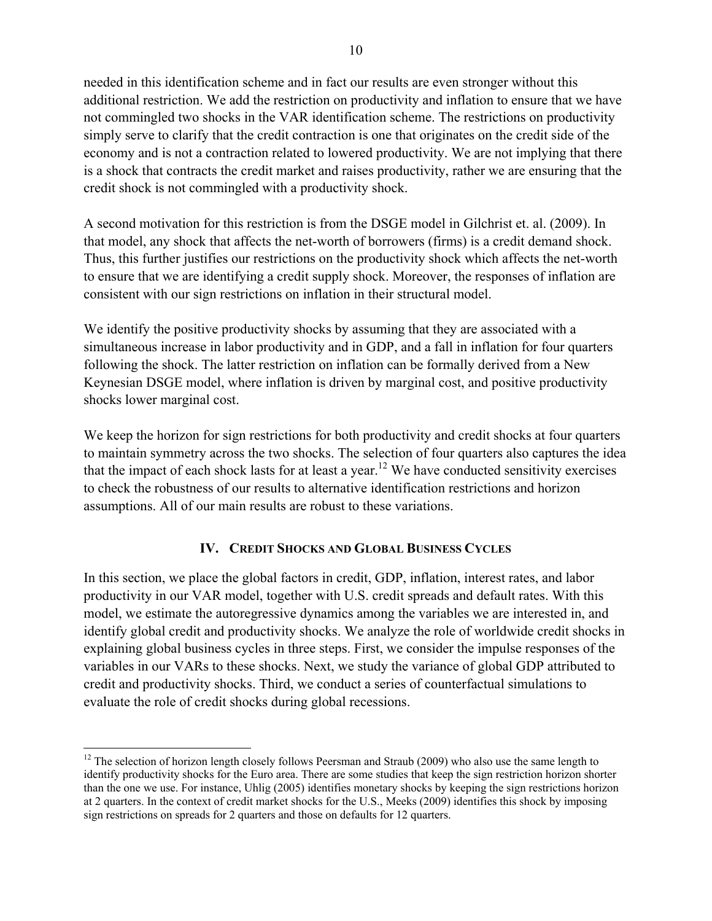needed in this identification scheme and in fact our results are even stronger without this additional restriction. We add the restriction on productivity and inflation to ensure that we have not commingled two shocks in the VAR identification scheme. The restrictions on productivity simply serve to clarify that the credit contraction is one that originates on the credit side of the economy and is not a contraction related to lowered productivity. We are not implying that there is a shock that contracts the credit market and raises productivity, rather we are ensuring that the credit shock is not commingled with a productivity shock.

A second motivation for this restriction is from the DSGE model in Gilchrist et. al. (2009). In that model, any shock that affects the net-worth of borrowers (firms) is a credit demand shock. Thus, this further justifies our restrictions on the productivity shock which affects the net-worth to ensure that we are identifying a credit supply shock. Moreover, the responses of inflation are consistent with our sign restrictions on inflation in their structural model.

We identify the positive productivity shocks by assuming that they are associated with a simultaneous increase in labor productivity and in GDP, and a fall in inflation for four quarters following the shock. The latter restriction on inflation can be formally derived from a New Keynesian DSGE model, where inflation is driven by marginal cost, and positive productivity shocks lower marginal cost.

We keep the horizon for sign restrictions for both productivity and credit shocks at four quarters to maintain symmetry across the two shocks. The selection of four quarters also captures the idea that the impact of each shock lasts for at least a year.[12] We have conducted sensitivity exercises to check the robustness of our results to alternative identification restrictions and horizon assumptions. All of our main results are robust to these variations.

## IV. Credit Shocks and Global Business Cycles

In this section, we place the global factors in credit, GDP, inflation, interest rates, and labor productivity in our VAR model, together with U.S. credit spreads and default rates. With this model, we estimate the autoregressive dynamics among the variables we are interested in, and identify global credit and productivity shocks. We analyze the role of worldwide credit shocks in explaining global business cycles in three steps. First, we consider the impulse responses of the variables in our VARs to these shocks. Next, we study the variance of global GDP attributed to credit and productivity shocks. Third, we conduct a series of counterfactual simulations to evaluate the role of credit shocks during global recessions.

[12] The selection of horizon length closely follows Peersman and Straub (2009) who also use the same length to identify productivity shocks for the Euro area. There are some studies that keep the sign restriction horizon shorter than the one we use. For instance, Uhlig (2005) identifies monetary shocks by keeping the sign restrictions horizon at 2 quarters. In the context of credit market shocks for the U.S., Meeks (2009) identifies this shock by imposing sign restrictions on spreads for 2 quarters and those on defaults for 12 quarters.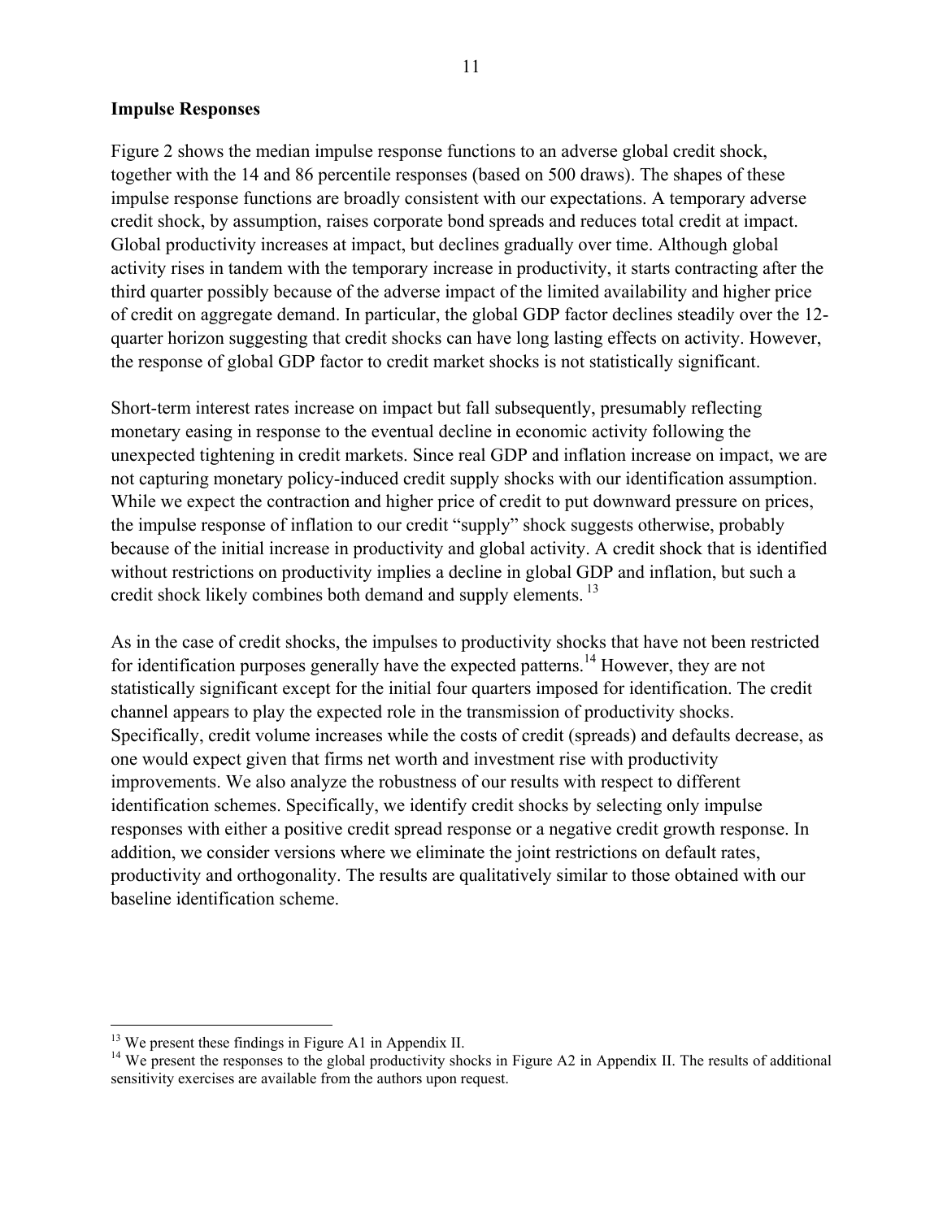**Impulse Responses**

Figure 2 shows the median impulse response functions to an adverse global credit shock, together with the 14 and 86 percentile responses (based on 500 draws). The shapes of these impulse response functions are broadly consistent with our expectations. A temporary adverse credit shock, by assumption, raises corporate bond spreads and reduces total credit at impact. Global productivity increases at impact, but declines gradually over time. Although global activity rises in tandem with the temporary increase in productivity, it starts contracting after the third quarter possibly because of the adverse impact of the limited availability and higher price of credit on aggregate demand. In particular, the global GDP factor declines steadily over the 12-quarter horizon suggesting that credit shocks can have long lasting effects on activity. However, the response of global GDP factor to credit market shocks is not statistically significant.

Short-term interest rates increase on impact but fall subsequently, presumably reflecting monetary easing in response to the eventual decline in economic activity following the unexpected tightening in credit markets. Since real GDP and inflation increase on impact, we are not capturing monetary policy-induced credit supply shocks with our identification assumption. While we expect the contraction and higher price of credit to put downward pressure on prices, the impulse response of inflation to our credit "supply" shock suggests otherwise, probably because of the initial increase in productivity and global activity. A credit shock that is identified without restrictions on productivity implies a decline in global GDP and inflation, but such a credit shock likely combines both demand and supply elements. [13]

As in the case of credit shocks, the impulses to productivity shocks that have not been restricted for identification purposes generally have the expected patterns.[14] However, they are not statistically significant except for the initial four quarters imposed for identification. The credit channel appears to play the expected role in the transmission of productivity shocks. Specifically, credit volume increases while the costs of credit (spreads) and defaults decrease, as one would expect given that firms net worth and investment rise with productivity improvements. We also analyze the robustness of our results with respect to different identification schemes. Specifically, we identify credit shocks by selecting only impulse responses with either a positive credit spread response or a negative credit growth response. In addition, we consider versions where we eliminate the joint restrictions on default rates, productivity and orthogonality. The results are qualitatively similar to those obtained with our baseline identification scheme.

[13] We present these findings in Figure A1 in Appendix II.

[14] We present the responses to the global productivity shocks in Figure A2 in Appendix II. The results of additional sensitivity exercises are available from the authors upon request.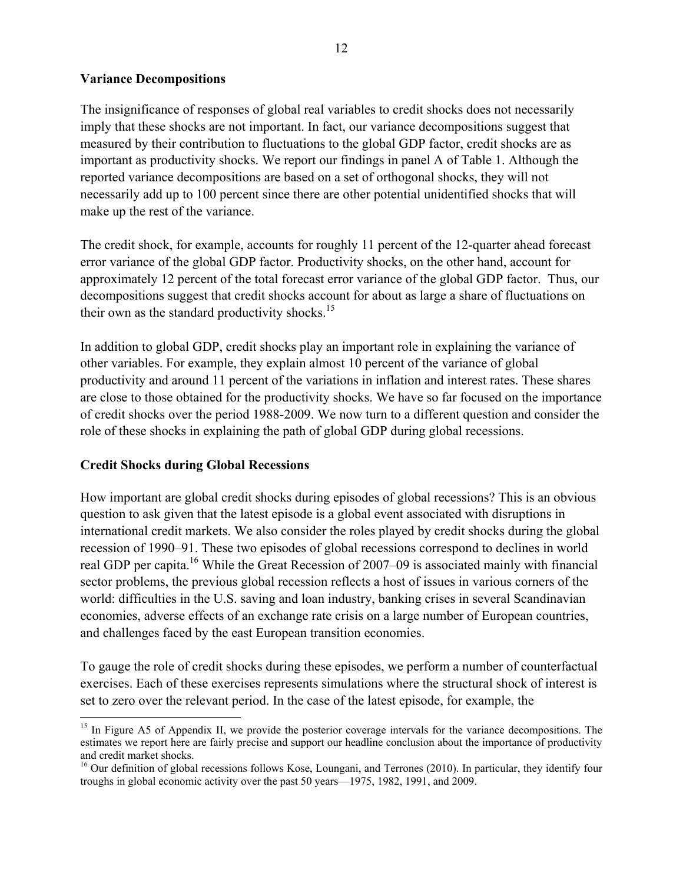### Variance Decompositions

The insignificance of responses of global real variables to credit shocks does not necessarily imply that these shocks are not important. In fact, our variance decompositions suggest that measured by their contribution to fluctuations to the global GDP factor, credit shocks are as important as productivity shocks. We report our findings in panel A of Table 1. Although the reported variance decompositions are based on a set of orthogonal shocks, they will not necessarily add up to 100 percent since there are other potential unidentified shocks that will make up the rest of the variance.

The credit shock, for example, accounts for roughly 11 percent of the 12-quarter ahead forecast error variance of the global GDP factor. Productivity shocks, on the other hand, account for approximately 12 percent of the total forecast error variance of the global GDP factor. Thus, our decompositions suggest that credit shocks account for about as large a share of fluctuations on their own as the standard productivity shocks.[15]

In addition to global GDP, credit shocks play an important role in explaining the variance of other variables. For example, they explain almost 10 percent of the variance of global productivity and around 11 percent of the variations in inflation and interest rates. These shares are close to those obtained for the productivity shocks. We have so far focused on the importance of credit shocks over the period 1988-2009. We now turn to a different question and consider the role of these shocks in explaining the path of global GDP during global recessions.

### Credit Shocks during Global Recessions

How important are global credit shocks during episodes of global recessions? This is an obvious question to ask given that the latest episode is a global event associated with disruptions in international credit markets. We also consider the roles played by credit shocks during the global recession of 1990–91. These two episodes of global recessions correspond to declines in world real GDP per capita.[16] While the Great Recession of 2007–09 is associated mainly with financial sector problems, the previous global recession reflects a host of issues in various corners of the world: difficulties in the U.S. saving and loan industry, banking crises in several Scandinavian economies, adverse effects of an exchange rate crisis on a large number of European countries, and challenges faced by the east European transition economies.

To gauge the role of credit shocks during these episodes, we perform a number of counterfactual exercises. Each of these exercises represents simulations where the structural shock of interest is set to zero over the relevant period. In the case of the latest episode, for example, the

---

[15] In Figure A5 of Appendix II, we provide the posterior coverage intervals for the variance decompositions. The estimates we report here are fairly precise and support our headline conclusion about the importance of productivity and credit market shocks.

[16] Our definition of global recessions follows Kose, Loungani, and Terrones (2010). In particular, they identify four troughs in global economic activity over the past 50 years—1975, 1982, 1991, and 2009.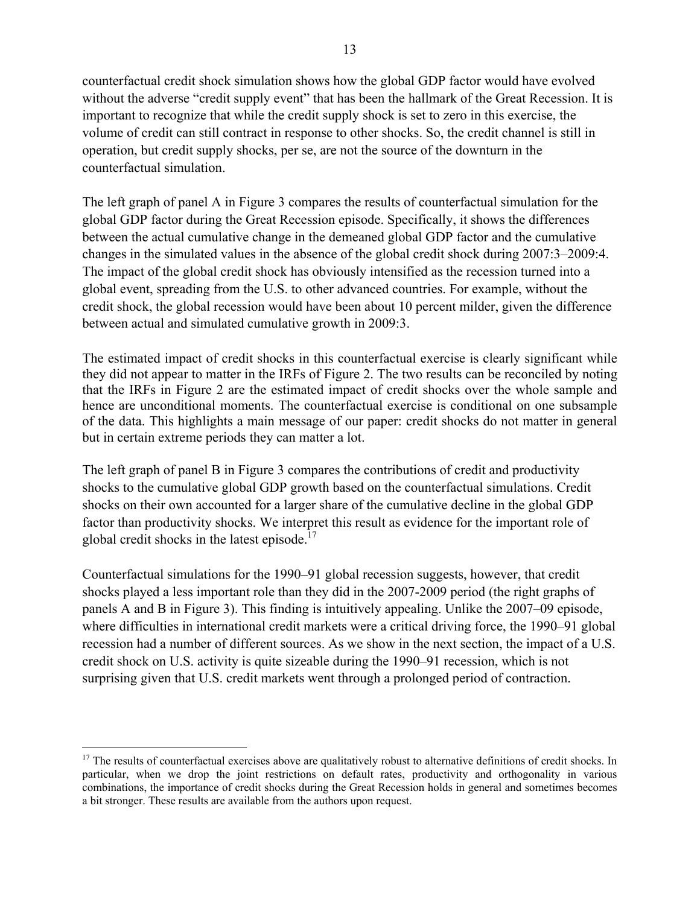counterfactual credit shock simulation shows how the global GDP factor would have evolved without the adverse "credit supply event" that has been the hallmark of the Great Recession. It is important to recognize that while the credit supply shock is set to zero in this exercise, the volume of credit can still contract in response to other shocks. So, the credit channel is still in operation, but credit supply shocks, per se, are not the source of the downturn in the counterfactual simulation.

The left graph of panel A in Figure 3 compares the results of counterfactual simulation for the global GDP factor during the Great Recession episode. Specifically, it shows the differences between the actual cumulative change in the demeaned global GDP factor and the cumulative changes in the simulated values in the absence of the global credit shock during 2007:3–2009:4. The impact of the global credit shock has obviously intensified as the recession turned into a global event, spreading from the U.S. to other advanced countries. For example, without the credit shock, the global recession would have been about 10 percent milder, given the difference between actual and simulated cumulative growth in 2009:3.

The estimated impact of credit shocks in this counterfactual exercise is clearly significant while they did not appear to matter in the IRFs of Figure 2. The two results can be reconciled by noting that the IRFs in Figure 2 are the estimated impact of credit shocks over the whole sample and hence are unconditional moments. The counterfactual exercise is conditional on one subsample of the data. This highlights a main message of our paper: credit shocks do not matter in general but in certain extreme periods they can matter a lot.

The left graph of panel B in Figure 3 compares the contributions of credit and productivity shocks to the cumulative global GDP growth based on the counterfactual simulations. Credit shocks on their own accounted for a larger share of the cumulative decline in the global GDP factor than productivity shocks. We interpret this result as evidence for the important role of global credit shocks in the latest episode.[17]

Counterfactual simulations for the 1990–91 global recession suggests, however, that credit shocks played a less important role than they did in the 2007-2009 period (the right graphs of panels A and B in Figure 3). This finding is intuitively appealing. Unlike the 2007–09 episode, where difficulties in international credit markets were a critical driving force, the 1990–91 global recession had a number of different sources. As we show in the next section, the impact of a U.S. credit shock on U.S. activity is quite sizeable during the 1990–91 recession, which is not surprising given that U.S. credit markets went through a prolonged period of contraction.

[17] The results of counterfactual exercises above are qualitatively robust to alternative definitions of credit shocks. In particular, when we drop the joint restrictions on default rates, productivity and orthogonality in various combinations, the importance of credit shocks during the Great Recession holds in general and sometimes becomes a bit stronger. These results are available from the authors upon request.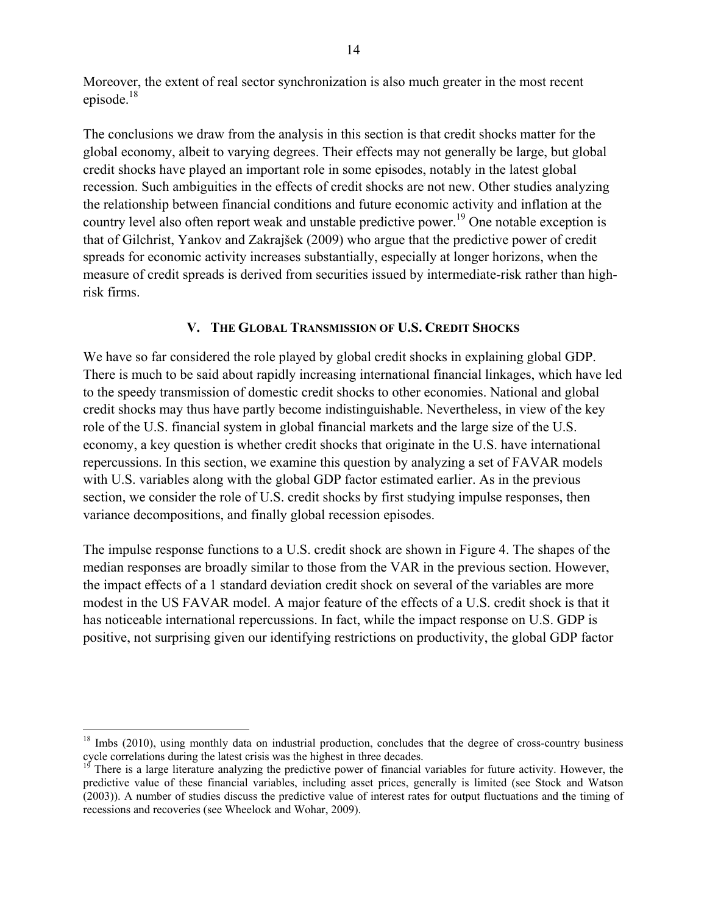Moreover, the extent of real sector synchronization is also much greater in the most recent episode.[18]

The conclusions we draw from the analysis in this section is that credit shocks matter for the global economy, albeit to varying degrees. Their effects may not generally be large, but global credit shocks have played an important role in some episodes, notably in the latest global recession. Such ambiguities in the effects of credit shocks are not new. Other studies analyzing the relationship between financial conditions and future economic activity and inflation at the country level also often report weak and unstable predictive power.[19] One notable exception is that of Gilchrist, Yankov and Zakrajšek (2009) who argue that the predictive power of credit spreads for economic activity increases substantially, especially at longer horizons, when the measure of credit spreads is derived from securities issued by intermediate-risk rather than high-risk firms.

## V. The Global Transmission of U.S. Credit Shocks

We have so far considered the role played by global credit shocks in explaining global GDP. There is much to be said about rapidly increasing international financial linkages, which have led to the speedy transmission of domestic credit shocks to other economies. National and global credit shocks may thus have partly become indistinguishable. Nevertheless, in view of the key role of the U.S. financial system in global financial markets and the large size of the U.S. economy, a key question is whether credit shocks that originate in the U.S. have international repercussions. In this section, we examine this question by analyzing a set of FAVAR models with U.S. variables along with the global GDP factor estimated earlier. As in the previous section, we consider the role of U.S. credit shocks by first studying impulse responses, then variance decompositions, and finally global recession episodes.

The impulse response functions to a U.S. credit shock are shown in Figure 4. The shapes of the median responses are broadly similar to those from the VAR in the previous section. However, the impact effects of a 1 standard deviation credit shock on several of the variables are more modest in the US FAVAR model. A major feature of the effects of a U.S. credit shock is that it has noticeable international repercussions. In fact, while the impact response on U.S. GDP is positive, not surprising given our identifying restrictions on productivity, the global GDP factor

---

[18] Imbs (2010), using monthly data on industrial production, concludes that the degree of cross-country business cycle correlations during the latest crisis was the highest in three decades.

[19] There is a large literature analyzing the predictive power of financial variables for future activity. However, the predictive value of these financial variables, including asset prices, generally is limited (see Stock and Watson (2003)). A number of studies discuss the predictive value of interest rates for output fluctuations and the timing of recessions and recoveries (see Wheelock and Wohar, 2009).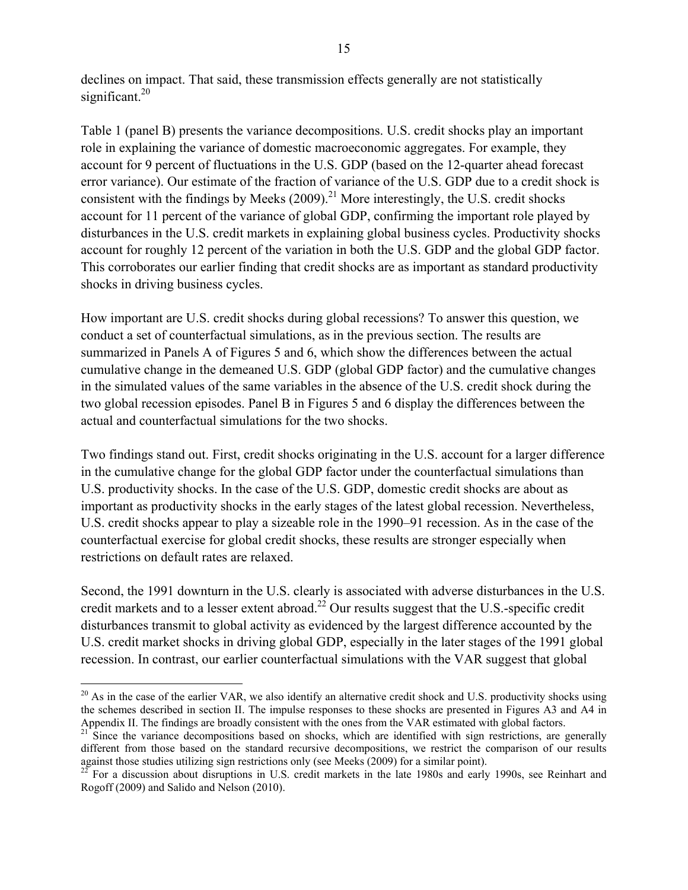declines on impact. That said, these transmission effects generally are not statistically significant.[20]

Table 1 (panel B) presents the variance decompositions. U.S. credit shocks play an important role in explaining the variance of domestic macroeconomic aggregates. For example, they account for 9 percent of fluctuations in the U.S. GDP (based on the 12-quarter ahead forecast error variance). Our estimate of the fraction of variance of the U.S. GDP due to a credit shock is consistent with the findings by Meeks (2009).[21] More interestingly, the U.S. credit shocks account for 11 percent of the variance of global GDP, confirming the important role played by disturbances in the U.S. credit markets in explaining global business cycles. Productivity shocks account for roughly 12 percent of the variation in both the U.S. GDP and the global GDP factor. This corroborates our earlier finding that credit shocks are as important as standard productivity shocks in driving business cycles.

How important are U.S. credit shocks during global recessions? To answer this question, we conduct a set of counterfactual simulations, as in the previous section. The results are summarized in Panels A of Figures 5 and 6, which show the differences between the actual cumulative change in the demeaned U.S. GDP (global GDP factor) and the cumulative changes in the simulated values of the same variables in the absence of the U.S. credit shock during the two global recession episodes. Panel B in Figures 5 and 6 display the differences between the actual and counterfactual simulations for the two shocks.

Two findings stand out. First, credit shocks originating in the U.S. account for a larger difference in the cumulative change for the global GDP factor under the counterfactual simulations than U.S. productivity shocks. In the case of the U.S. GDP, domestic credit shocks are about as important as productivity shocks in the early stages of the latest global recession. Nevertheless, U.S. credit shocks appear to play a sizeable role in the 1990–91 recession. As in the case of the counterfactual exercise for global credit shocks, these results are stronger especially when restrictions on default rates are relaxed.

Second, the 1991 downturn in the U.S. clearly is associated with adverse disturbances in the U.S. credit markets and to a lesser extent abroad.[22] Our results suggest that the U.S.-specific credit disturbances transmit to global activity as evidenced by the largest difference accounted by the U.S. credit market shocks in driving global GDP, especially in the later stages of the 1991 global recession. In contrast, our earlier counterfactual simulations with the VAR suggest that global

---

[20] As in the case of the earlier VAR, we also identify an alternative credit shock and U.S. productivity shocks using the schemes described in section II. The impulse responses to these shocks are presented in Figures A3 and A4 in Appendix II. The findings are broadly consistent with the ones from the VAR estimated with global factors.

[21] Since the variance decompositions based on shocks, which are identified with sign restrictions, are generally different from those based on the standard recursive decompositions, we restrict the comparison of our results against those studies utilizing sign restrictions only (see Meeks (2009) for a similar point).

[22] For a discussion about disruptions in U.S. credit markets in the late 1980s and early 1990s, see Reinhart and Rogoff (2009) and Salido and Nelson (2010).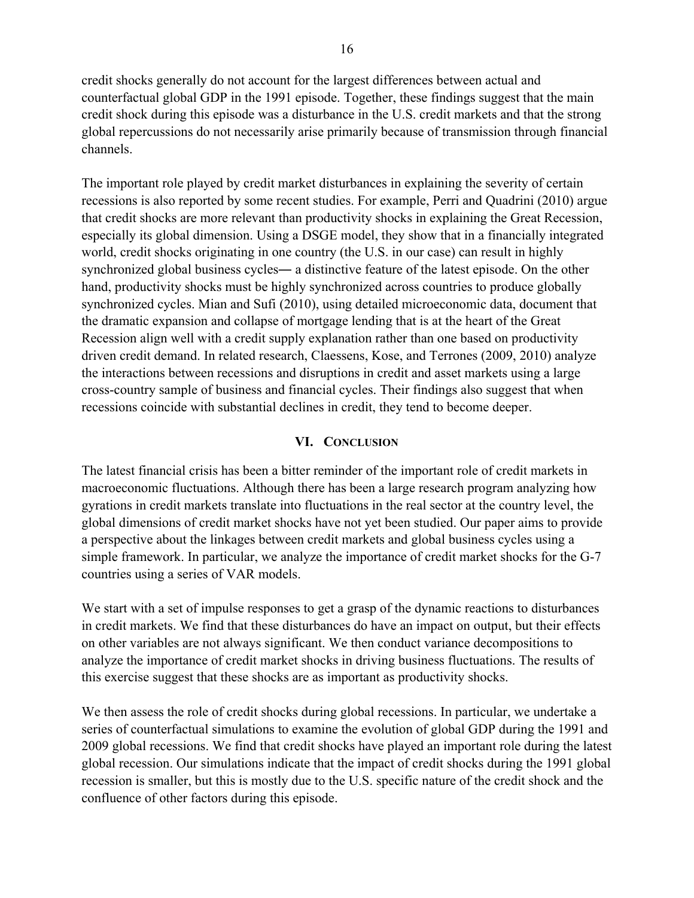credit shocks generally do not account for the largest differences between actual and counterfactual global GDP in the 1991 episode. Together, these findings suggest that the main credit shock during this episode was a disturbance in the U.S. credit markets and that the strong global repercussions do not necessarily arise primarily because of transmission through financial channels.

The important role played by credit market disturbances in explaining the severity of certain recessions is also reported by some recent studies. For example, Perri and Quadrini (2010) argue that credit shocks are more relevant than productivity shocks in explaining the Great Recession, especially its global dimension. Using a DSGE model, they show that in a financially integrated world, credit shocks originating in one country (the U.S. in our case) can result in highly synchronized global business cycles― a distinctive feature of the latest episode. On the other hand, productivity shocks must be highly synchronized across countries to produce globally synchronized cycles. Mian and Sufi (2010), using detailed microeconomic data, document that the dramatic expansion and collapse of mortgage lending that is at the heart of the Great Recession align well with a credit supply explanation rather than one based on productivity driven credit demand. In related research, Claessens, Kose, and Terrones (2009, 2010) analyze the interactions between recessions and disruptions in credit and asset markets using a large cross-country sample of business and financial cycles. Their findings also suggest that when recessions coincide with substantial declines in credit, they tend to become deeper.

## VI. Conclusion

The latest financial crisis has been a bitter reminder of the important role of credit markets in macroeconomic fluctuations. Although there has been a large research program analyzing how gyrations in credit markets translate into fluctuations in the real sector at the country level, the global dimensions of credit market shocks have not yet been studied. Our paper aims to provide a perspective about the linkages between credit markets and global business cycles using a simple framework. In particular, we analyze the importance of credit market shocks for the G-7 countries using a series of VAR models.

We start with a set of impulse responses to get a grasp of the dynamic reactions to disturbances in credit markets. We find that these disturbances do have an impact on output, but their effects on other variables are not always significant. We then conduct variance decompositions to analyze the importance of credit market shocks in driving business fluctuations. The results of this exercise suggest that these shocks are as important as productivity shocks.

We then assess the role of credit shocks during global recessions. In particular, we undertake a series of counterfactual simulations to examine the evolution of global GDP during the 1991 and 2009 global recessions. We find that credit shocks have played an important role during the latest global recession. Our simulations indicate that the impact of credit shocks during the 1991 global recession is smaller, but this is mostly due to the U.S. specific nature of the credit shock and the confluence of other factors during this episode.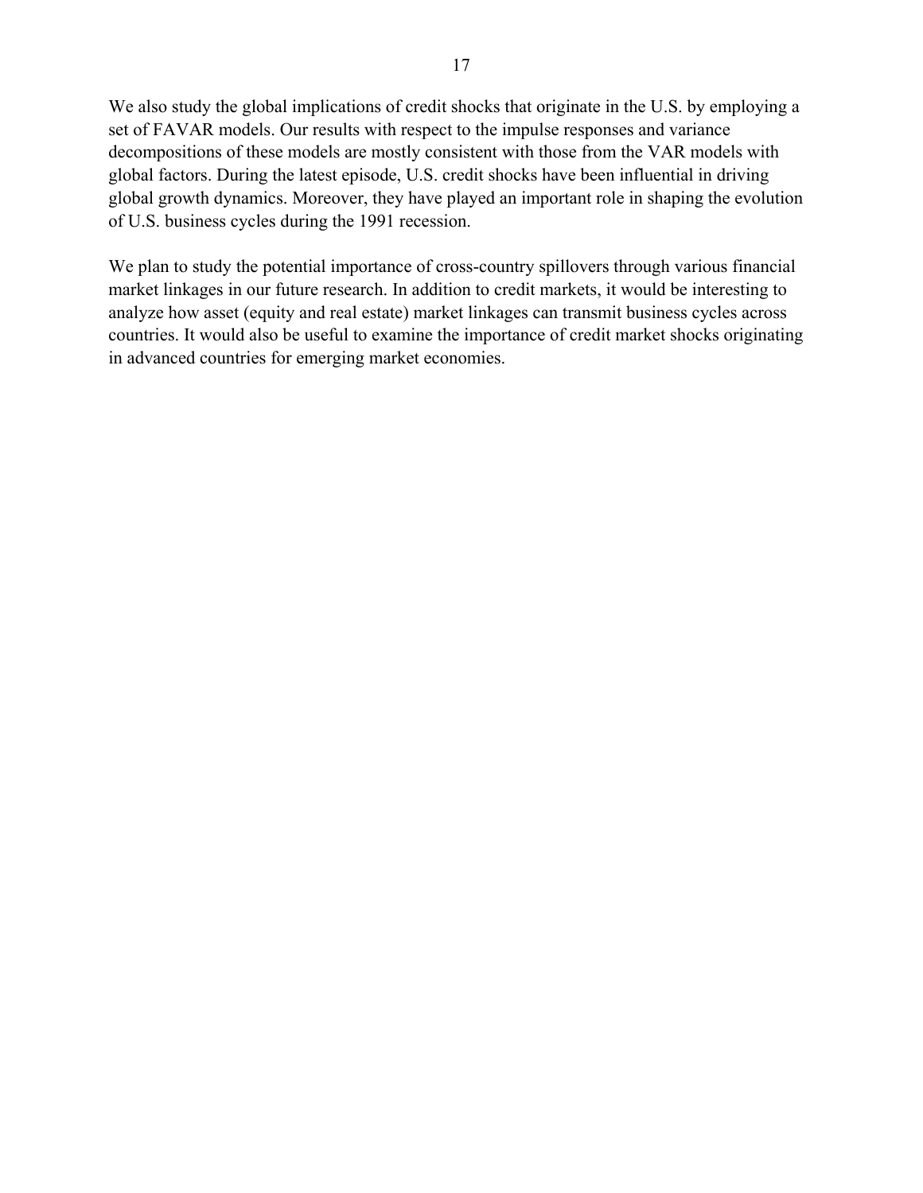We also study the global implications of credit shocks that originate in the U.S. by employing a set of FAVAR models. Our results with respect to the impulse responses and variance decompositions of these models are mostly consistent with those from the VAR models with global factors. During the latest episode, U.S. credit shocks have been influential in driving global growth dynamics. Moreover, they have played an important role in shaping the evolution of U.S. business cycles during the 1991 recession.

We plan to study the potential importance of cross-country spillovers through various financial market linkages in our future research. In addition to credit markets, it would be interesting to analyze how asset (equity and real estate) market linkages can transmit business cycles across countries. It would also be useful to examine the importance of credit market shocks originating in advanced countries for emerging market economies.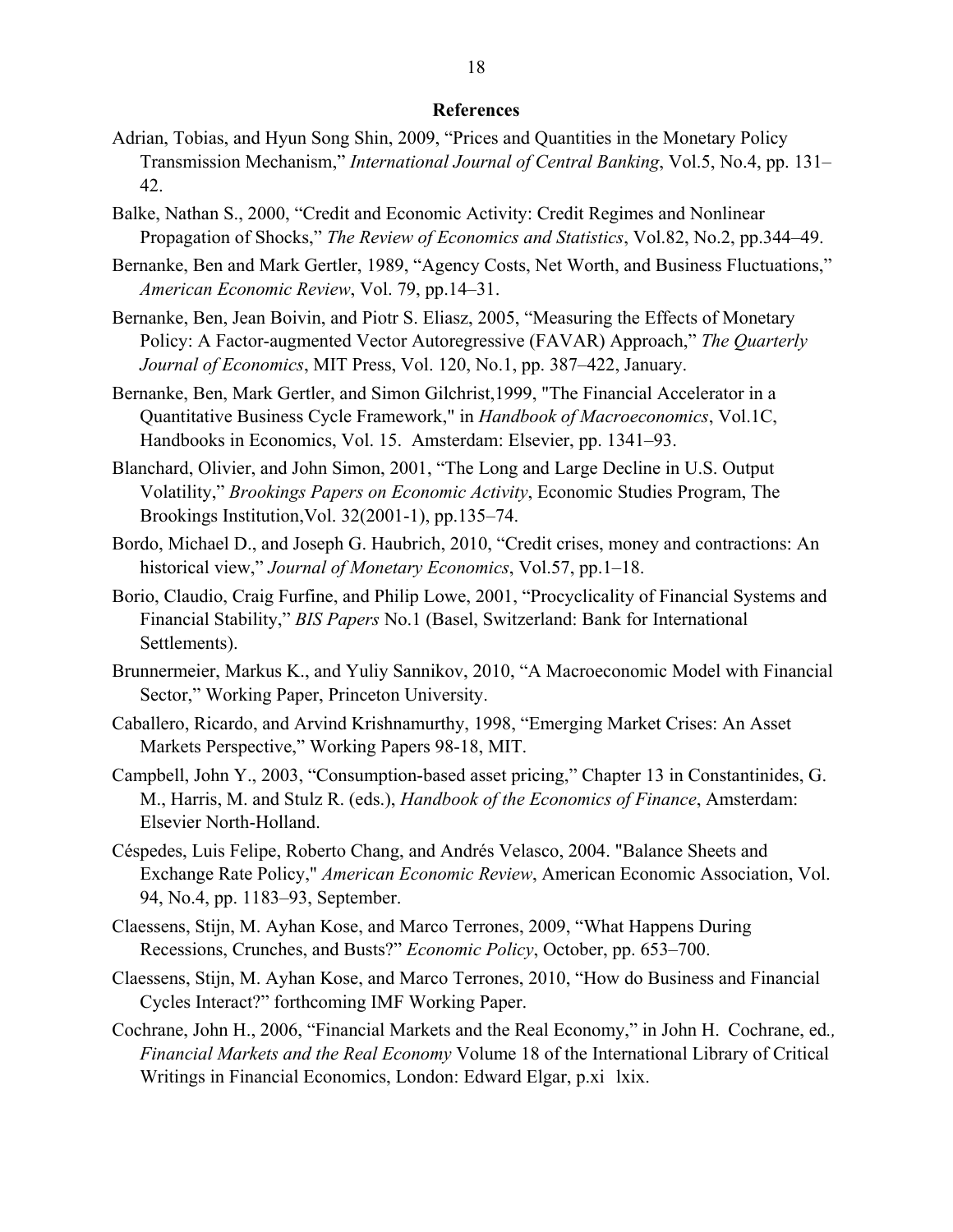## References

Adrian, Tobias, and Hyun Song Shin, 2009, "Prices and Quantities in the Monetary Policy Transmission Mechanism," *International Journal of Central Banking*, Vol.5, No.4, pp. 131–42.

Balke, Nathan S., 2000, "Credit and Economic Activity: Credit Regimes and Nonlinear Propagation of Shocks," *The Review of Economics and Statistics*, Vol.82, No.2, pp.344–49.

Bernanke, Ben and Mark Gertler, 1989, "Agency Costs, Net Worth, and Business Fluctuations," *American Economic Review*, Vol. 79, pp.14–31.

Bernanke, Ben, Jean Boivin, and Piotr S. Eliasz, 2005, "Measuring the Effects of Monetary Policy: A Factor-augmented Vector Autoregressive (FAVAR) Approach," *The Quarterly Journal of Economics*, MIT Press, Vol. 120, No.1, pp. 387–422, January.

Bernanke, Ben, Mark Gertler, and Simon Gilchrist,1999, "The Financial Accelerator in a Quantitative Business Cycle Framework," in *Handbook of Macroeconomics*, Vol.1C, Handbooks in Economics, Vol. 15. Amsterdam: Elsevier, pp. 1341–93.

Blanchard, Olivier, and John Simon, 2001, "The Long and Large Decline in U.S. Output Volatility," *Brookings Papers on Economic Activity*, Economic Studies Program, The Brookings Institution,Vol. 32(2001-1), pp.135–74.

Bordo, Michael D., and Joseph G. Haubrich, 2010, "Credit crises, money and contractions: An historical view," *Journal of Monetary Economics*, Vol.57, pp.1–18.

Borio, Claudio, Craig Furfine, and Philip Lowe, 2001, "Procyclicality of Financial Systems and Financial Stability," *BIS Papers* No.1 (Basel, Switzerland: Bank for International Settlements).

Brunnermeier, Markus K., and Yuliy Sannikov, 2010, "A Macroeconomic Model with Financial Sector," Working Paper, Princeton University.

Caballero, Ricardo, and Arvind Krishnamurthy, 1998, "Emerging Market Crises: An Asset Markets Perspective," Working Papers 98-18, MIT.

Campbell, John Y., 2003, "Consumption-based asset pricing," Chapter 13 in Constantinides, G. M., Harris, M. and Stulz R. (eds.), *Handbook of the Economics of Finance*, Amsterdam: Elsevier North-Holland.

Céspedes, Luis Felipe, Roberto Chang, and Andrés Velasco, 2004. "Balance Sheets and Exchange Rate Policy," *American Economic Review*, American Economic Association, Vol. 94, No.4, pp. 1183–93, September.

Claessens, Stijn, M. Ayhan Kose, and Marco Terrones, 2009, "What Happens During Recessions, Crunches, and Busts?" *Economic Policy*, October, pp. 653–700.

Claessens, Stijn, M. Ayhan Kose, and Marco Terrones, 2010, "How do Business and Financial Cycles Interact?" forthcoming IMF Working Paper.

Cochrane, John H., 2006, "Financial Markets and the Real Economy," in John H. Cochrane, ed*., Financial Markets and the Real Economy* Volume 18 of the International Library of Critical Writings in Financial Economics, London: Edward Elgar, p.xi lxix.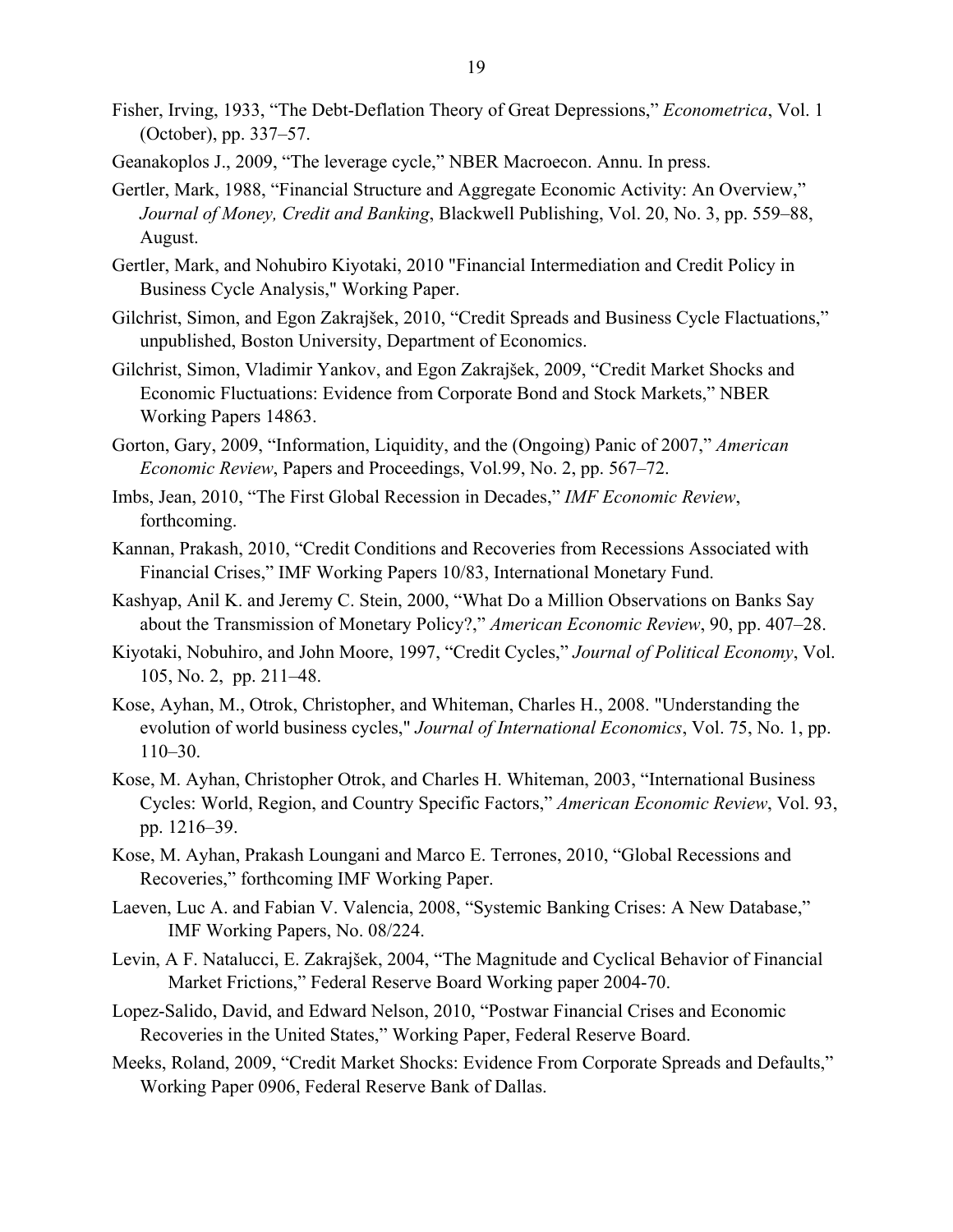Fisher, Irving, 1933, "The Debt-Deflation Theory of Great Depressions," *Econometrica*, Vol. 1 (October), pp. 337–57.

Geanakoplos J., 2009, "The leverage cycle," NBER Macroecon. Annu. In press.

Gertler, Mark, 1988, "Financial Structure and Aggregate Economic Activity: An Overview," *Journal of Money, Credit and Banking*, Blackwell Publishing, Vol. 20, No. 3, pp. 559–88, August.

Gertler, Mark, and Nohubiro Kiyotaki, 2010 "Financial Intermediation and Credit Policy in Business Cycle Analysis," Working Paper.

Gilchrist, Simon, and Egon Zakrajšek, 2010, "Credit Spreads and Business Cycle Flactuations," unpublished, Boston University, Department of Economics.

Gilchrist, Simon, Vladimir Yankov, and Egon Zakrajšek, 2009, "Credit Market Shocks and Economic Fluctuations: Evidence from Corporate Bond and Stock Markets," NBER Working Papers 14863.

Gorton, Gary, 2009, "Information, Liquidity, and the (Ongoing) Panic of 2007," *American Economic Review*, Papers and Proceedings, Vol.99, No. 2, pp. 567–72.

Imbs, Jean, 2010, "The First Global Recession in Decades," *IMF Economic Review*, forthcoming.

Kannan, Prakash, 2010, "Credit Conditions and Recoveries from Recessions Associated with Financial Crises," IMF Working Papers 10/83, International Monetary Fund.

Kashyap, Anil K. and Jeremy C. Stein, 2000, "What Do a Million Observations on Banks Say about the Transmission of Monetary Policy?," *American Economic Review*, 90, pp. 407–28.

Kiyotaki, Nobuhiro, and John Moore, 1997, "Credit Cycles," *Journal of Political Economy*, Vol. 105, No. 2, pp. 211–48.

Kose, Ayhan, M., Otrok, Christopher, and Whiteman, Charles H., 2008. "Understanding the evolution of world business cycles," *Journal of International Economics*, Vol. 75, No. 1, pp. 110–30.

Kose, M. Ayhan, Christopher Otrok, and Charles H. Whiteman, 2003, "International Business Cycles: World, Region, and Country Specific Factors," *American Economic Review*, Vol. 93, pp. 1216–39.

Kose, M. Ayhan, Prakash Loungani and Marco E. Terrones, 2010, "Global Recessions and Recoveries," forthcoming IMF Working Paper.

Laeven, Luc A. and Fabian V. Valencia, 2008, "Systemic Banking Crises: A New Database," IMF Working Papers, No. 08/224.

Levin, A F. Natalucci, E. Zakrajšek, 2004, "The Magnitude and Cyclical Behavior of Financial Market Frictions," Federal Reserve Board Working paper 2004-70.

Lopez-Salido, David, and Edward Nelson, 2010, "Postwar Financial Crises and Economic Recoveries in the United States," Working Paper, Federal Reserve Board.

Meeks, Roland, 2009, "Credit Market Shocks: Evidence From Corporate Spreads and Defaults," Working Paper 0906, Federal Reserve Bank of Dallas.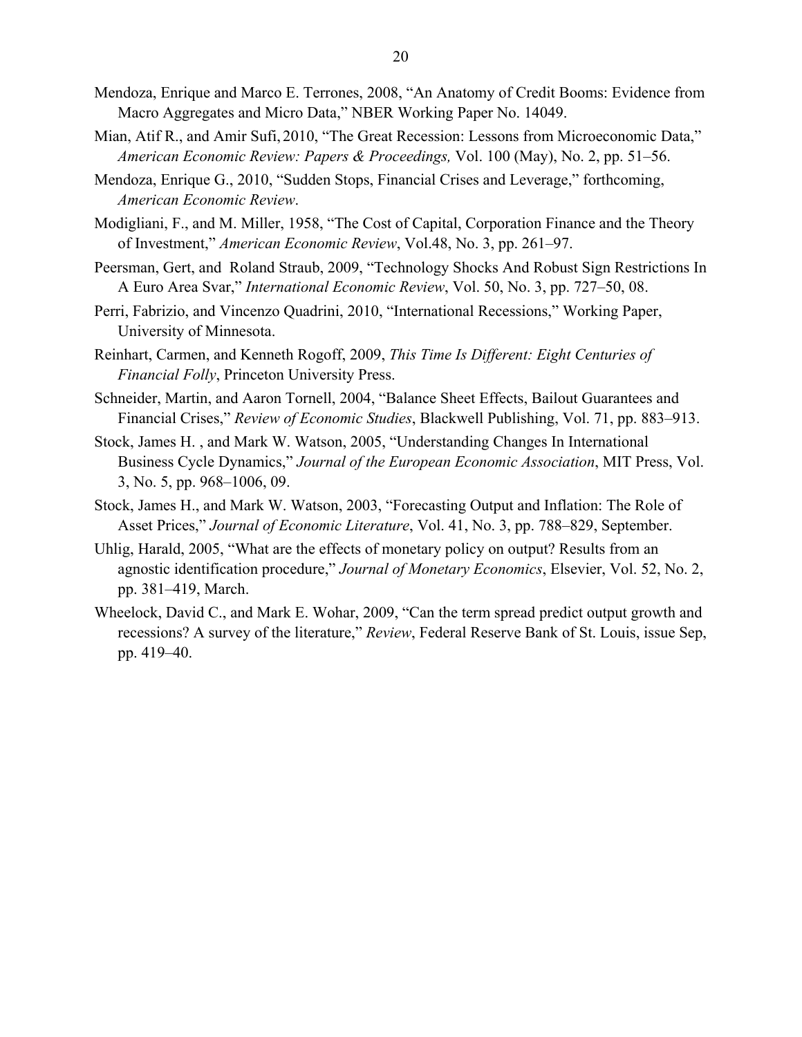Mendoza, Enrique and Marco E. Terrones, 2008, "An Anatomy of Credit Booms: Evidence from Macro Aggregates and Micro Data," NBER Working Paper No. 14049.

Mian, Atif R., and Amir Sufi, 2010, "The Great Recession: Lessons from Microeconomic Data," *American Economic Review: Papers & Proceedings,* Vol. 100 (May), No. 2, pp. 51–56.

Mendoza, Enrique G., 2010, "Sudden Stops, Financial Crises and Leverage," forthcoming, *American Economic Review*.

Modigliani, F., and M. Miller, 1958, "The Cost of Capital, Corporation Finance and the Theory of Investment," *American Economic Review*, Vol.48, No. 3, pp. 261–97.

Peersman, Gert, and Roland Straub, 2009, "Technology Shocks And Robust Sign Restrictions In A Euro Area Svar," *International Economic Review*, Vol. 50, No. 3, pp. 727–50, 08.

Perri, Fabrizio, and Vincenzo Quadrini, 2010, "International Recessions," Working Paper, University of Minnesota.

Reinhart, Carmen, and Kenneth Rogoff, 2009, *This Time Is Different: Eight Centuries of Financial Folly*, Princeton University Press.

Schneider, Martin, and Aaron Tornell, 2004, "Balance Sheet Effects, Bailout Guarantees and Financial Crises," *Review of Economic Studies*, Blackwell Publishing, Vol. 71, pp. 883–913.

Stock, James H. , and Mark W. Watson, 2005, "Understanding Changes In International Business Cycle Dynamics," *Journal of the European Economic Association*, MIT Press, Vol. 3, No. 5, pp. 968–1006, 09.

Stock, James H., and Mark W. Watson, 2003, "Forecasting Output and Inflation: The Role of Asset Prices," *Journal of Economic Literature*, Vol. 41, No. 3, pp. 788–829, September.

Uhlig, Harald, 2005, "What are the effects of monetary policy on output? Results from an agnostic identification procedure," *Journal of Monetary Economics*, Elsevier, Vol. 52, No. 2, pp. 381–419, March.

Wheelock, David C., and Mark E. Wohar, 2009, "Can the term spread predict output growth and recessions? A survey of the literature," *Review*, Federal Reserve Bank of St. Louis, issue Sep, pp. 419–40.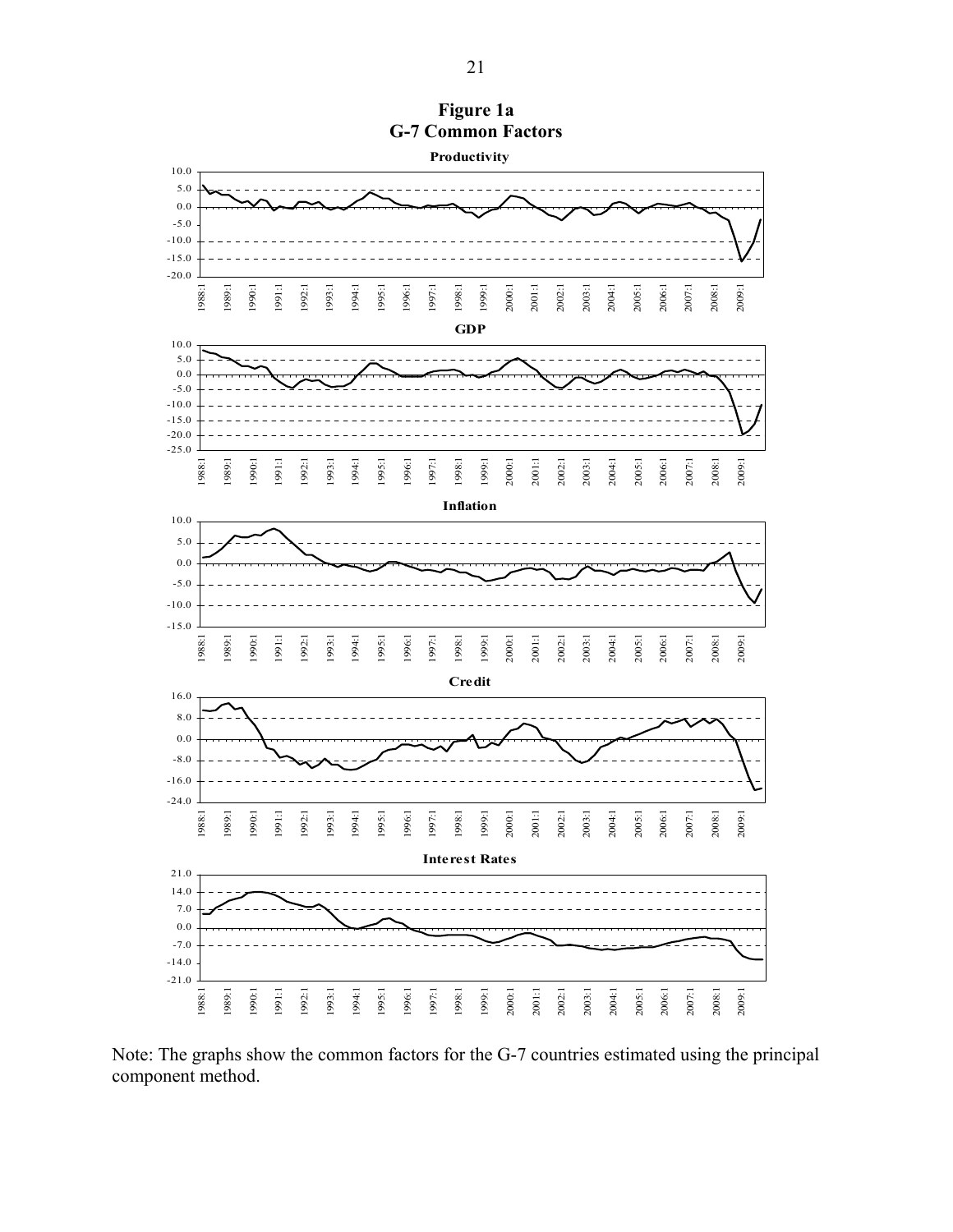**Figure 1a**
**G-7 Common Factors**

Note: The graphs show the common factors for the G-7 countries estimated using the principal component method.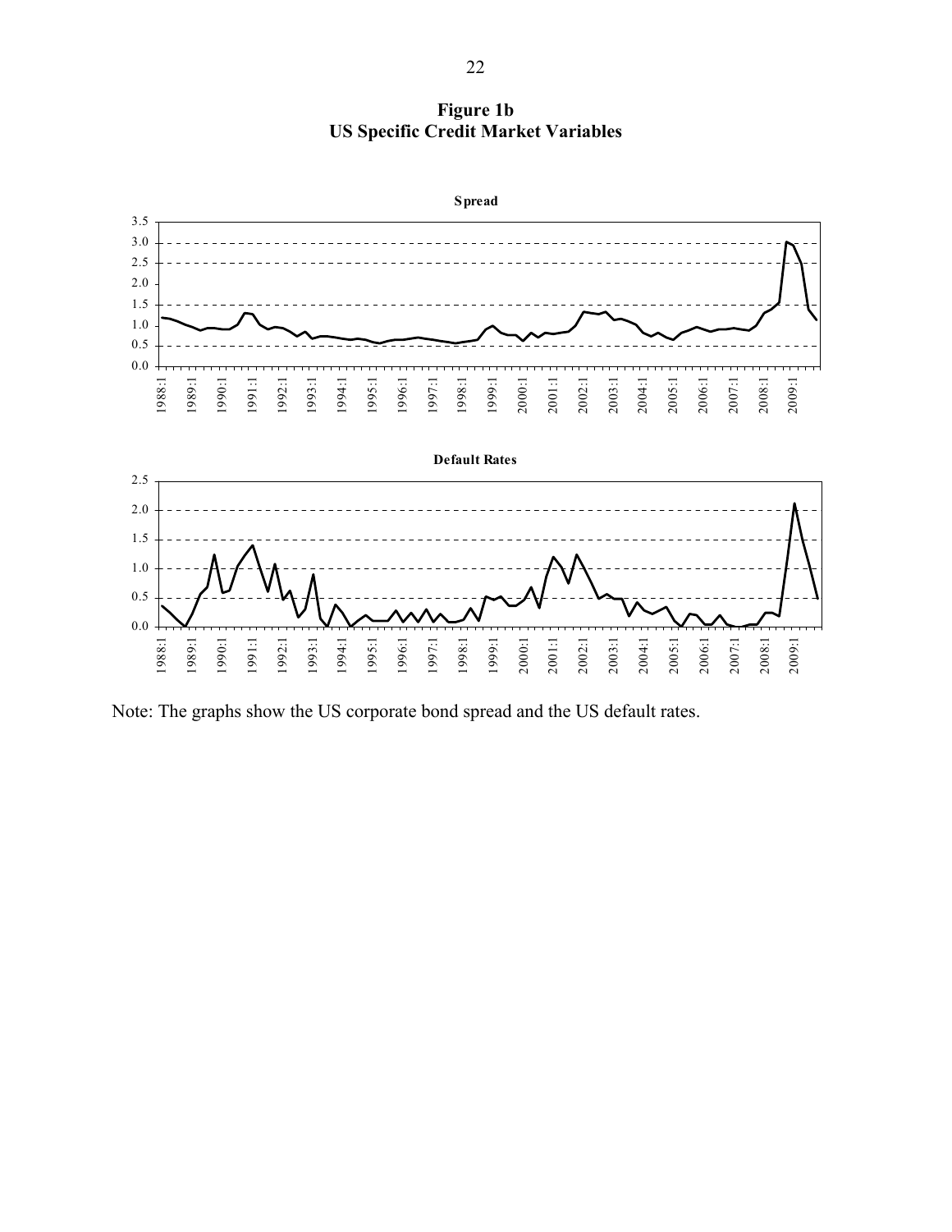**Figure 1b**
**US Specific Credit Market Variables**

Note: The graphs show the US corporate bond spread and the US default rates.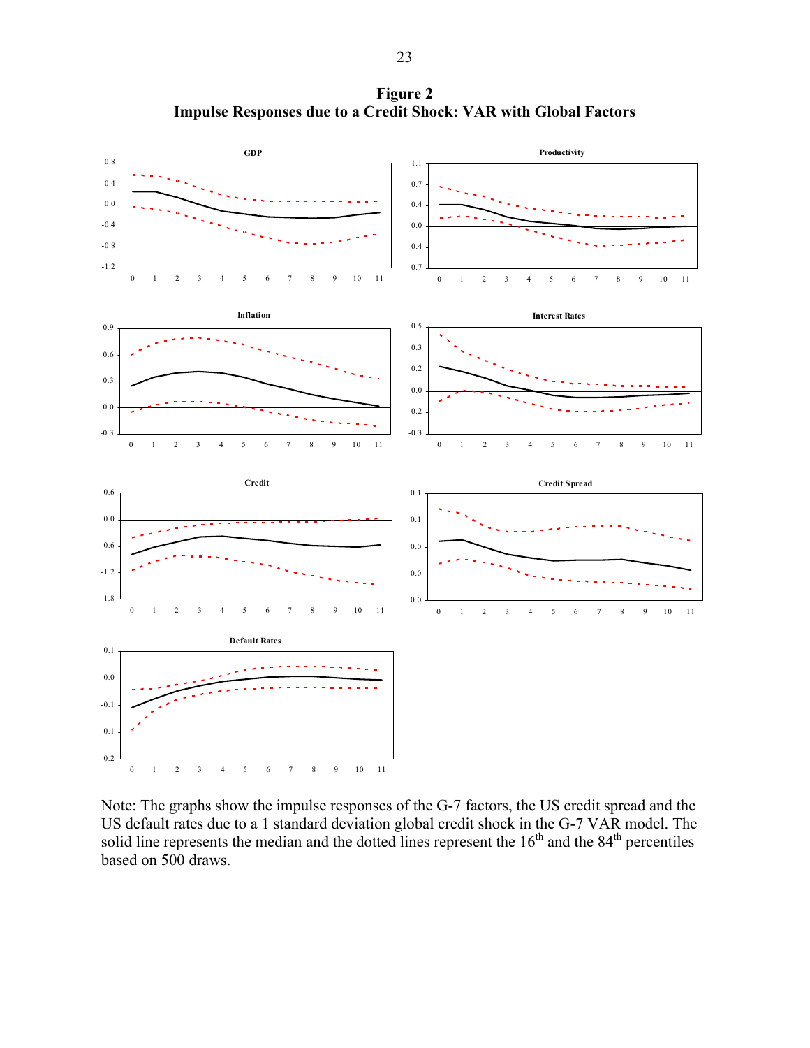**Figure 2**
**Impulse Responses due to a Credit Shock: VAR with Global Factors**

Note: The graphs show the impulse responses of the G-7 factors, the US credit spread and the US default rates due to a 1 standard deviation global credit shock in the G-7 VAR model. The solid line represents the median and the dotted lines represent the 16th and the 84th percentiles based on 500 draws.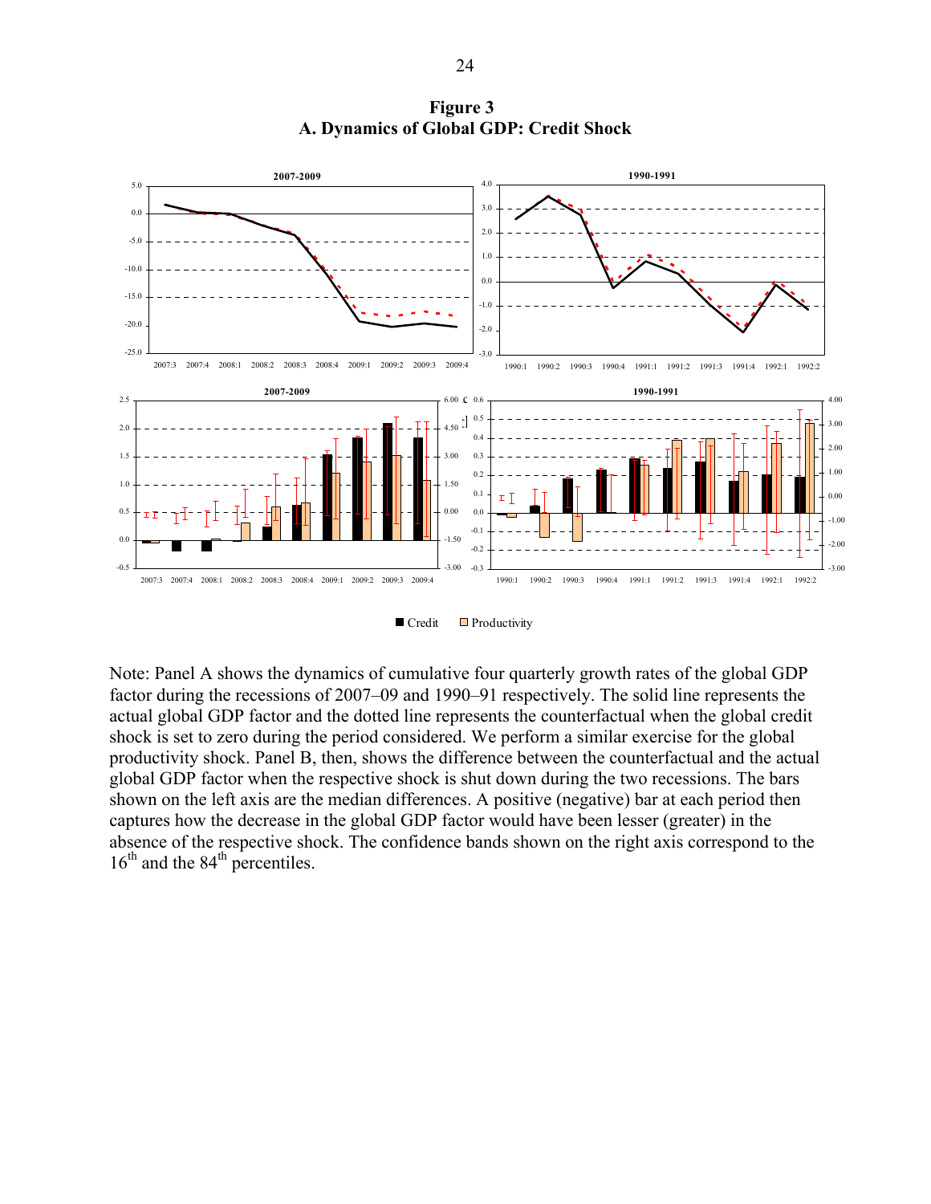# Figure 3

## A. Dynamics of Global GDP: Credit Shock

Note: Panel A shows the dynamics of cumulative four quarterly growth rates of the global GDP factor during the recessions of 2007–09 and 1990–91 respectively. The solid line represents the actual global GDP factor and the dotted line represents the counterfactual when the global credit shock is set to zero during the period considered. We perform a similar exercise for the global productivity shock. Panel B, then, shows the difference between the counterfactual and the actual global GDP factor when the respective shock is shut down during the two recessions. The bars shown on the left axis are the median differences. A positive (negative) bar at each period then captures how the decrease in the global GDP factor would have been lesser (greater) in the absence of the respective shock. The confidence bands shown on the right axis correspond to the 16th and the 84th percentiles.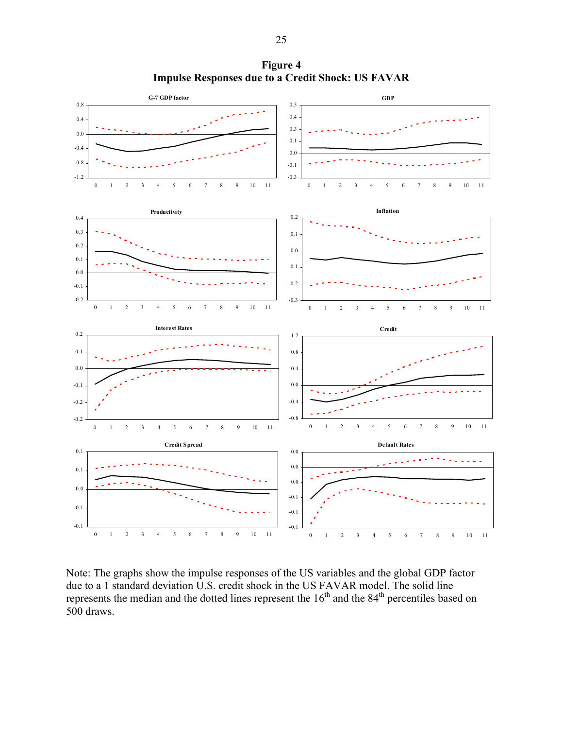# Figure 4
## Impulse Responses due to a Credit Shock: US FAVAR

Note: The graphs show the impulse responses of the US variables and the global GDP factor due to a 1 standard deviation U.S. credit shock in the US FAVAR model. The solid line represents the median and the dotted lines represent the 16th and the 84th percentiles based on 500 draws.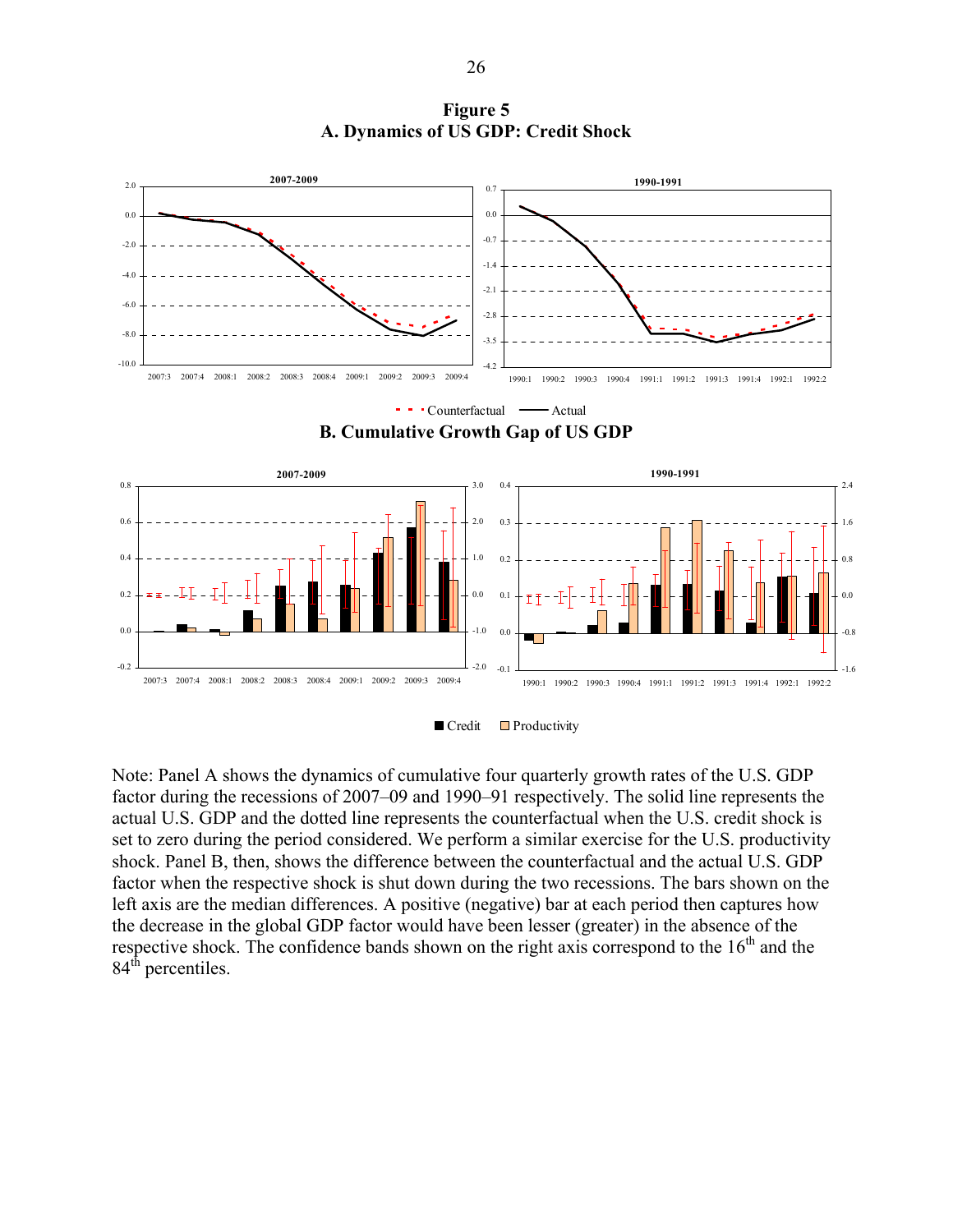**Figure 5**
**A. Dynamics of US GDP: Credit Shock**

**B. Cumulative Growth Gap of US GDP**

Note: Panel A shows the dynamics of cumulative four quarterly growth rates of the U.S. GDP factor during the recessions of 2007–09 and 1990–91 respectively. The solid line represents the actual U.S. GDP and the dotted line represents the counterfactual when the U.S. credit shock is set to zero during the period considered. We perform a similar exercise for the U.S. productivity shock. Panel B, then, shows the difference between the counterfactual and the actual U.S. GDP factor when the respective shock is shut down during the two recessions. The bars shown on the left axis are the median differences. A positive (negative) bar at each period then captures how the decrease in the global GDP factor would have been lesser (greater) in the absence of the respective shock. The confidence bands shown on the right axis correspond to the 16th and the 84th percentiles.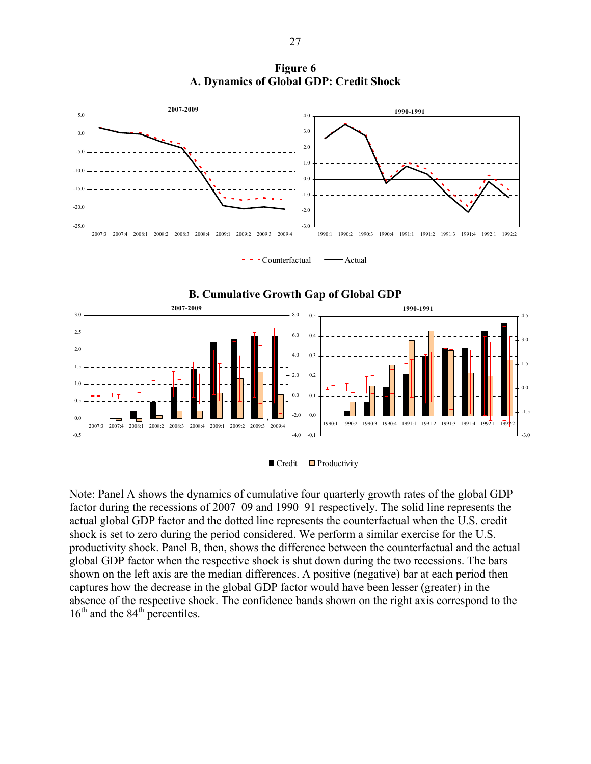# Figure 6

## A. Dynamics of Global GDP: Credit Shock

## B. Cumulative Growth Gap of Global GDP

Note: Panel A shows the dynamics of cumulative four quarterly growth rates of the global GDP factor during the recessions of 2007–09 and 1990–91 respectively. The solid line represents the actual global GDP factor and the dotted line represents the counterfactual when the U.S. credit shock is set to zero during the period considered. We perform a similar exercise for the U.S. productivity shock. Panel B, then, shows the difference between the counterfactual and the actual global GDP factor when the respective shock is shut down during the two recessions. The bars shown on the left axis are the median differences. A positive (negative) bar at each period then captures how the decrease in the global GDP factor would have been lesser (greater) in the absence of the respective shock. The confidence bands shown on the right axis correspond to the $16^{th}$ and the $84^{th}$ percentiles.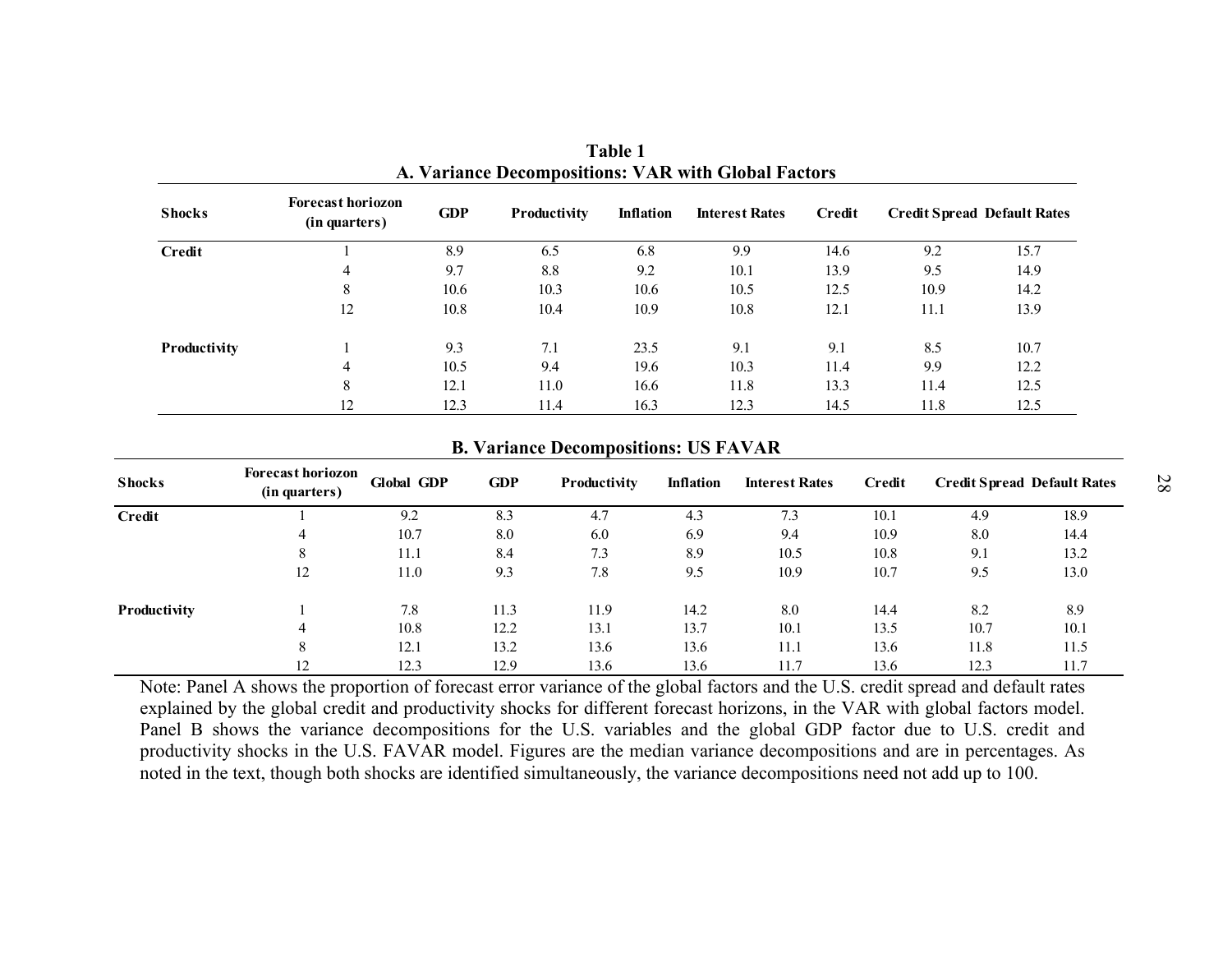**Table 1**

**A. Variance Decompositions: VAR with Global Factors**

| Shocks | Forecast horiozon (in quarters) | GDP | Productivity | Inflation | Interest Rates | Credit | Credit Spread | Default Rates |
|---|---|---|---|---|---|---|---|---|
| **Credit** | 1 | 8.9 | 6.5 | 6.8 | 9.9 | 14.6 | 9.2 | 15.7 |
| | 4 | 9.7 | 8.8 | 9.2 | 10.1 | 13.9 | 9.5 | 14.9 |
| | 8 | 10.6 | 10.3 | 10.6 | 10.5 | 12.5 | 10.9 | 14.2 |
| | 12 | 10.8 | 10.4 | 10.9 | 10.8 | 12.1 | 11.1 | 13.9 |
| **Productivity** | 1 | 9.3 | 7.1 | 23.5 | 9.1 | 9.1 | 8.5 | 10.7 |
| | 4 | 10.5 | 9.4 | 19.6 | 10.3 | 11.4 | 9.9 | 12.2 |
| | 8 | 12.1 | 11.0 | 16.6 | 11.8 | 13.3 | 11.4 | 12.5 |
| | 12 | 12.3 | 11.4 | 16.3 | 12.3 | 14.5 | 11.8 | 12.5 |

**B. Variance Decompositions: US FAVAR**

| Shocks | Forecast horiozon (in quarters) | Global GDP | GDP | Productivity | Inflation | Interest Rates | Credit | Credit Spread | Default Rates |
|---|---|---|---|---|---|---|---|---|---|
| **Credit** | 1 | 9.2 | 8.3 | 4.7 | 4.3 | 7.3 | 10.1 | 4.9 | 18.9 |
| | 4 | 10.7 | 8.0 | 6.0 | 6.9 | 9.4 | 10.9 | 8.0 | 14.4 |
| | 8 | 11.1 | 8.4 | 7.3 | 8.9 | 10.5 | 10.8 | 9.1 | 13.2 |
| | 12 | 11.0 | 9.3 | 7.8 | 9.5 | 10.9 | 10.7 | 9.5 | 13.0 |
| **Productivity** | 1 | 7.8 | 11.3 | 11.9 | 14.2 | 8.0 | 14.4 | 8.2 | 8.9 |
| | 4 | 10.8 | 12.2 | 13.1 | 13.7 | 10.1 | 13.5 | 10.7 | 10.1 |
| | 8 | 12.1 | 13.2 | 13.6 | 13.6 | 11.1 | 13.6 | 11.8 | 11.5 |
| | 12 | 12.3 | 12.9 | 13.6 | 13.6 | 11.7 | 13.6 | 12.3 | 11.7 |

Note: Panel A shows the proportion of forecast error variance of the global factors and the U.S. credit spread and default rates explained by the global credit and productivity shocks for different forecast horizons, in the VAR with global factors model. Panel B shows the variance decompositions for the U.S. variables and the global GDP factor due to U.S. credit and productivity shocks in the U.S. FAVAR model. Figures are the median variance decompositions and are in percentages. As noted in the text, though both shocks are identified simultaneously, the variance decompositions need not add up to 100.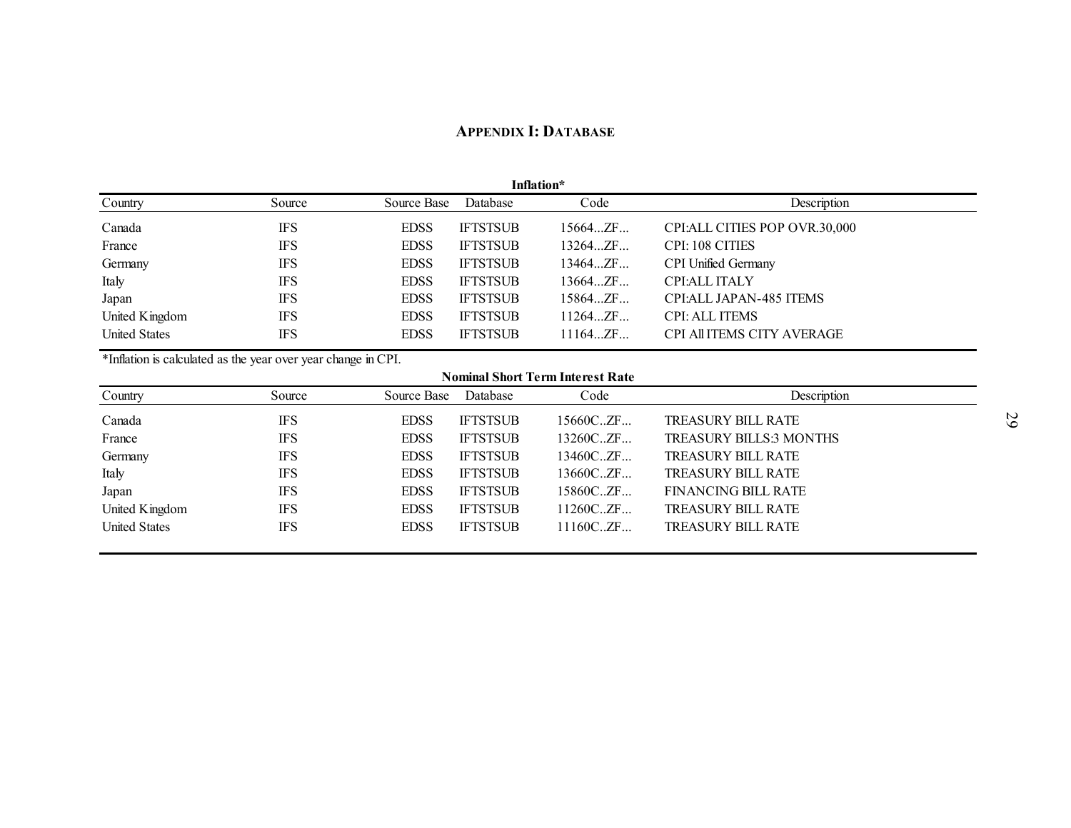## APPENDIX I: DATABASE

**Inflation***

| Country | Source | Source Base | Database | Code | Description |
|---|---|---|---|---|---|
| Canada | IFS | EDSS | IFTSTSUB | 15664...ZF... | CPI:ALL CITIES POP OVR.30,000 |
| France | IFS | EDSS | IFTSTSUB | 13264...ZF... | CPI: 108 CITIES |
| Germany | IFS | EDSS | IFTSTSUB | 13464...ZF... | CPI Unified Germany |
| Italy | IFS | EDSS | IFTSTSUB | 13664...ZF... | CPI:ALL ITALY |
| Japan | IFS | EDSS | IFTSTSUB | 15864...ZF... | CPI:ALL JAPAN-485 ITEMS |
| United Kingdom | IFS | EDSS | IFTSTSUB | 11264...ZF... | CPI: ALL ITEMS |
| United States | IFS | EDSS | IFTSTSUB | 11164...ZF... | CPI All ITEMS CITY AVERAGE |

*Inflation is calculated as the year over year change in CPI.

**Nominal Short Term Interest Rate**

| Country | Source | Source Base | Database | Code | Description |
|---|---|---|---|---|---|
| Canada | IFS | EDSS | IFTSTSUB | 15660C..ZF... | TREASURY BILL RATE |
| France | IFS | EDSS | IFTSTSUB | 13260C..ZF... | TREASURY BILLS:3 MONTHS |
| Germany | IFS | EDSS | IFTSTSUB | 13460C..ZF... | TREASURY BILL RATE |
| Italy | IFS | EDSS | IFTSTSUB | 13660C..ZF... | TREASURY BILL RATE |
| Japan | IFS | EDSS | IFTSTSUB | 15860C..ZF... | FINANCING BILL RATE |
| United Kingdom | IFS | EDSS | IFTSTSUB | 11260C..ZF... | TREASURY BILL RATE |
| United States | IFS | EDSS | IFTSTSUB | 11160C..ZF... | TREASURY BILL RATE |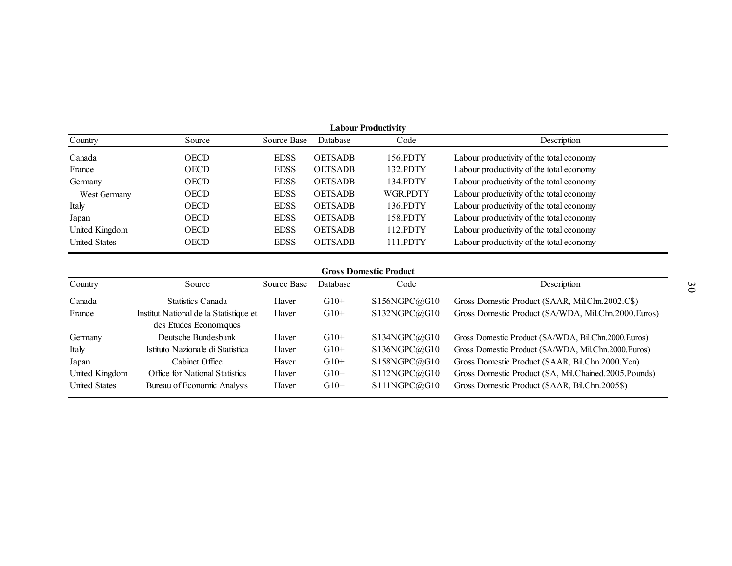**Labour Productivity**

| Country | Source | Source Base | Database | Code | Description |
|---|---|---|---|---|---|
| Canada | OECD | EDSS | OETSADB | 156.PDTY | Labour productivity of the total economy |
| France | OECD | EDSS | OETSADB | 132.PDTY | Labour productivity of the total economy |
| Germany | OECD | EDSS | OETSADB | 134.PDTY | Labour productivity of the total economy |
| West Germany | OECD | EDSS | OETSADB | WGR.PDTY | Labour productivity of the total economy |
| Italy | OECD | EDSS | OETSADB | 136.PDTY | Labour productivity of the total economy |
| Japan | OECD | EDSS | OETSADB | 158.PDTY | Labour productivity of the total economy |
| United Kingdom | OECD | EDSS | OETSADB | 112.PDTY | Labour productivity of the total economy |
| United States | OECD | EDSS | OETSADB | 111.PDTY | Labour productivity of the total economy |

**Gross Domestic Product**

| Country | Source | Source Base | Database | Code | Description |
|---|---|---|---|---|---|
| Canada | Statistics Canada | Haver | G10+ | S156NGPC@G10 | Gross Domestic Product (SAAR, Mil.Chn.2002.C$) |
| France | Institut National de la Statistique et des Etudes Economiques | Haver | G10+ | S132NGPC@G10 | Gross Domestic Product (SA/WDA, Mil.Chn.2000.Euros) |
| Germany | Deutsche Bundesbank | Haver | G10+ | S134NGPC@G10 | Gross Domestic Product (SA/WDA, Bil.Chn.2000.Euros) |
| Italy | Istituto Nazionale di Statistica | Haver | G10+ | S136NGPC@G10 | Gross Domestic Product (SA/WDA, Mil.Chn.2000.Euros) |
| Japan | Cabinet Office | Haver | G10+ | S158NGPC@G10 | Gross Domestic Product (SAAR, Bil.Chn.2000.Yen) |
| United Kingdom | Office for National Statistics | Haver | G10+ | S112NGPC@G10 | Gross Domestic Product (SA, Mil.Chained.2005.Pounds) |
| United States | Bureau of Economic Analysis | Haver | G10+ | S111NGPC@G10 | Gross Domestic Product (SAAR, Bil.Chn.2005$) |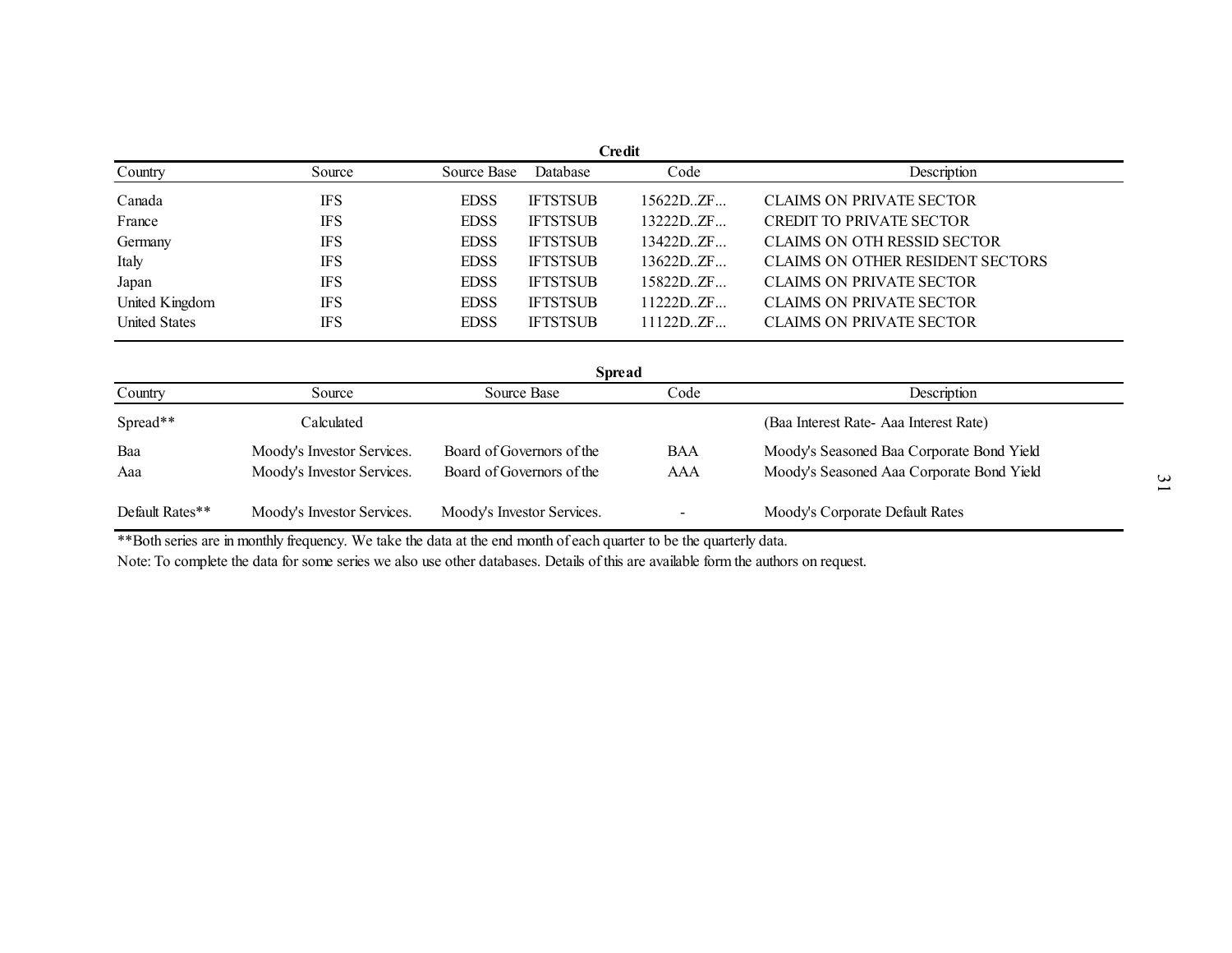**Credit**

| Country | Source | Source Base | Database | Code | Description |
|---|---|---|---|---|---|
| Canada | IFS | EDSS | IFTSTSUB | 15622D..ZF... | CLAIMS ON PRIVATE SECTOR |
| France | IFS | EDSS | IFTSTSUB | 13222D..ZF... | CREDIT TO PRIVATE SECTOR |
| Germany | IFS | EDSS | IFTSTSUB | 13422D..ZF... | CLAIMS ON OTH RESSID SECTOR |
| Italy | IFS | EDSS | IFTSTSUB | 13622D..ZF... | CLAIMS ON OTHER RESIDENT SECTORS |
| Japan | IFS | EDSS | IFTSTSUB | 15822D..ZF... | CLAIMS ON PRIVATE SECTOR |
| United Kingdom | IFS | EDSS | IFTSTSUB | 11222D..ZF... | CLAIMS ON PRIVATE SECTOR |
| United States | IFS | EDSS | IFTSTSUB | 11122D..ZF... | CLAIMS ON PRIVATE SECTOR |

**Spread**

| Country | Source | Source Base | Code | Description |
|---|---|---|---|---|
| Spread** | Calculated | | | (Baa Interest Rate- Aaa Interest Rate) |
| Baa | Moody's Investor Services. | Board of Governors of the | BAA | Moody's Seasoned Baa Corporate Bond Yield |
| Aaa | Moody's Investor Services. | Board of Governors of the | AAA | Moody's Seasoned Aaa Corporate Bond Yield |
| Default Rates** | Moody's Investor Services. | Moody's Investor Services. | - | Moody's Corporate Default Rates |

**Both series are in monthly frequency. We take the data at the end month of each quarter to be the quarterly data.

Note: To complete the data for some series we also use other databases. Details of this are available form the authors on request.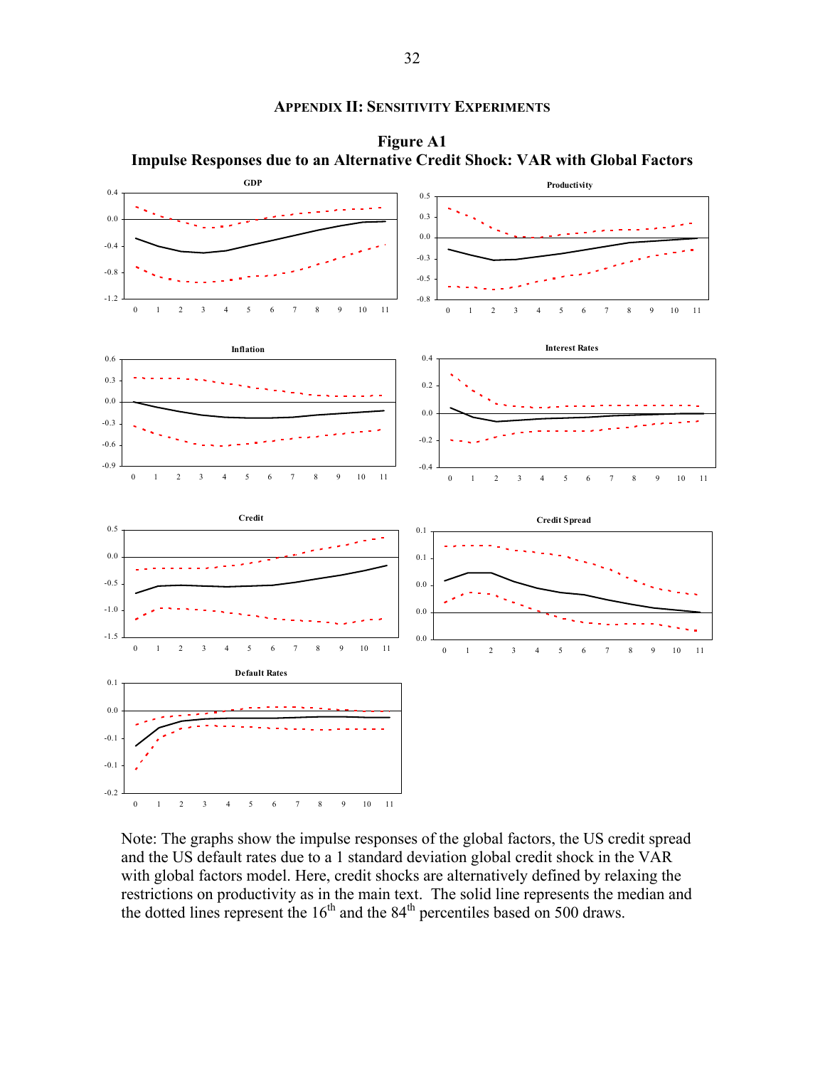## Appendix II: Sensitivity Experiments

**Figure A1**
**Impulse Responses due to an Alternative Credit Shock: VAR with Global Factors**

Note: The graphs show the impulse responses of the global factors, the US credit spread and the US default rates due to a 1 standard deviation global credit shock in the VAR with global factors model. Here, credit shocks are alternatively defined by relaxing the restrictions on productivity as in the main text. The solid line represents the median and the dotted lines represent the 16[th] and the 84[th] percentiles based on 500 draws.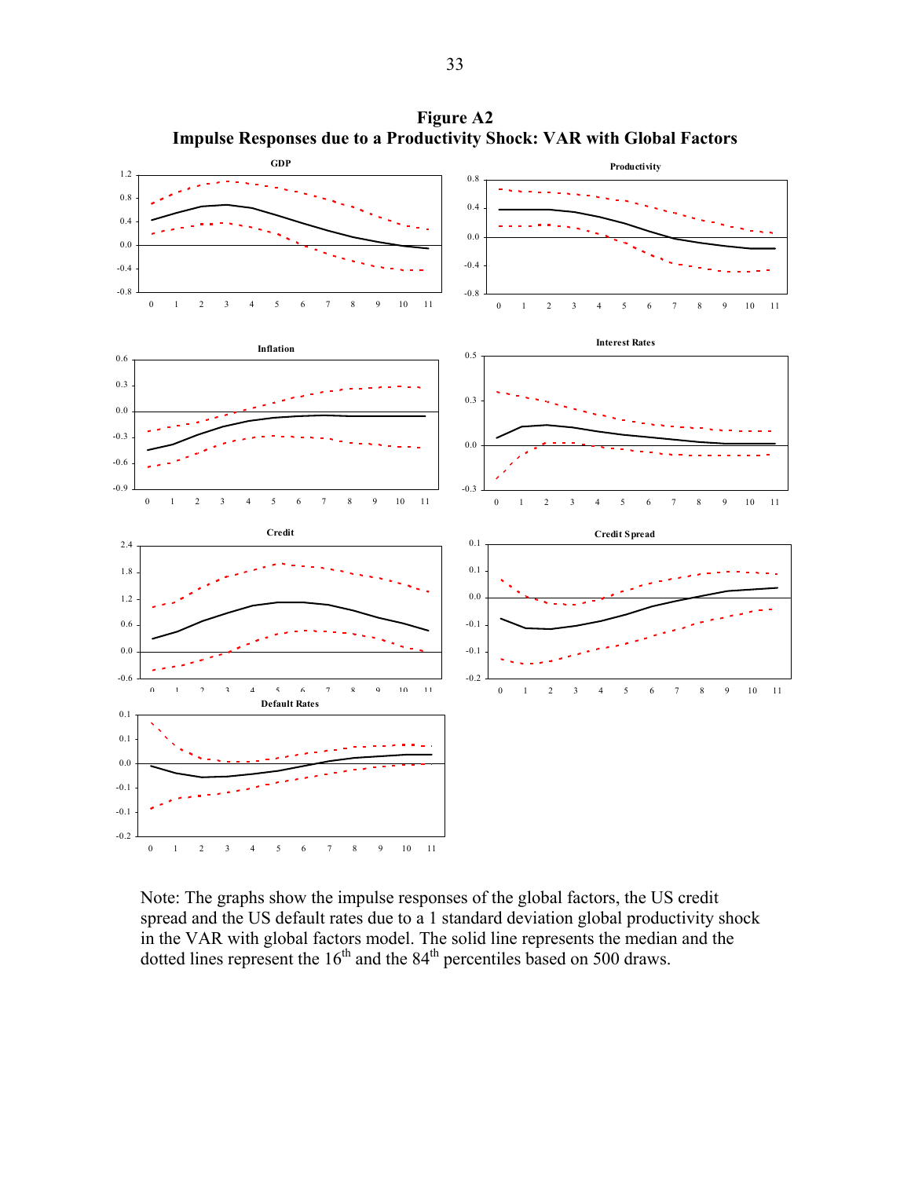**Figure A2**
**Impulse Responses due to a Productivity Shock: VAR with Global Factors**

Note: The graphs show the impulse responses of the global factors, the US credit spread and the US default rates due to a 1 standard deviation global productivity shock in the VAR with global factors model. The solid line represents the median and the dotted lines represent the 16th and the 84th percentiles based on 500 draws.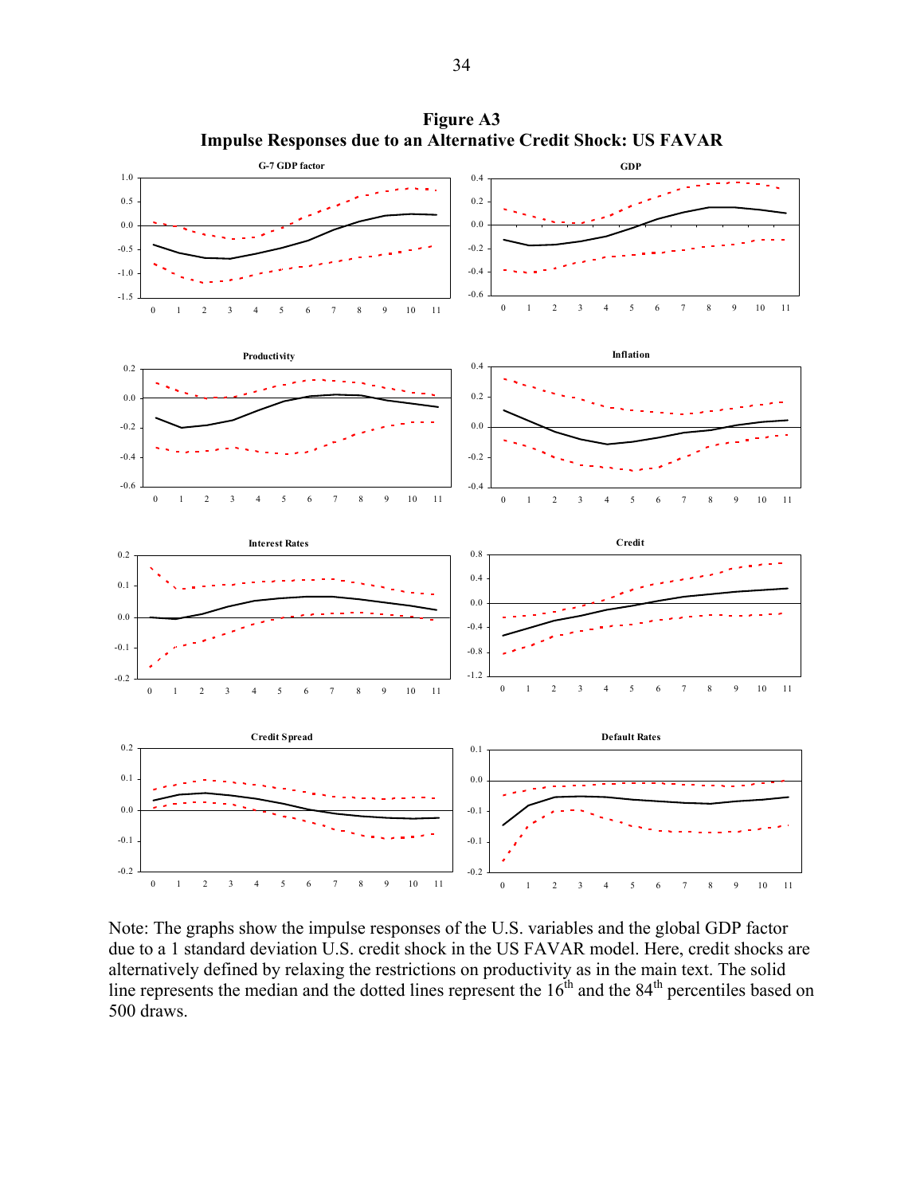**Figure A3**
**Impulse Responses due to an Alternative Credit Shock: US FAVAR**

Note: The graphs show the impulse responses of the U.S. variables and the global GDP factor due to a 1 standard deviation U.S. credit shock in the US FAVAR model. Here, credit shocks are alternatively defined by relaxing the restrictions on productivity as in the main text. The solid line represents the median and the dotted lines represent the 16th and the 84th percentiles based on 500 draws.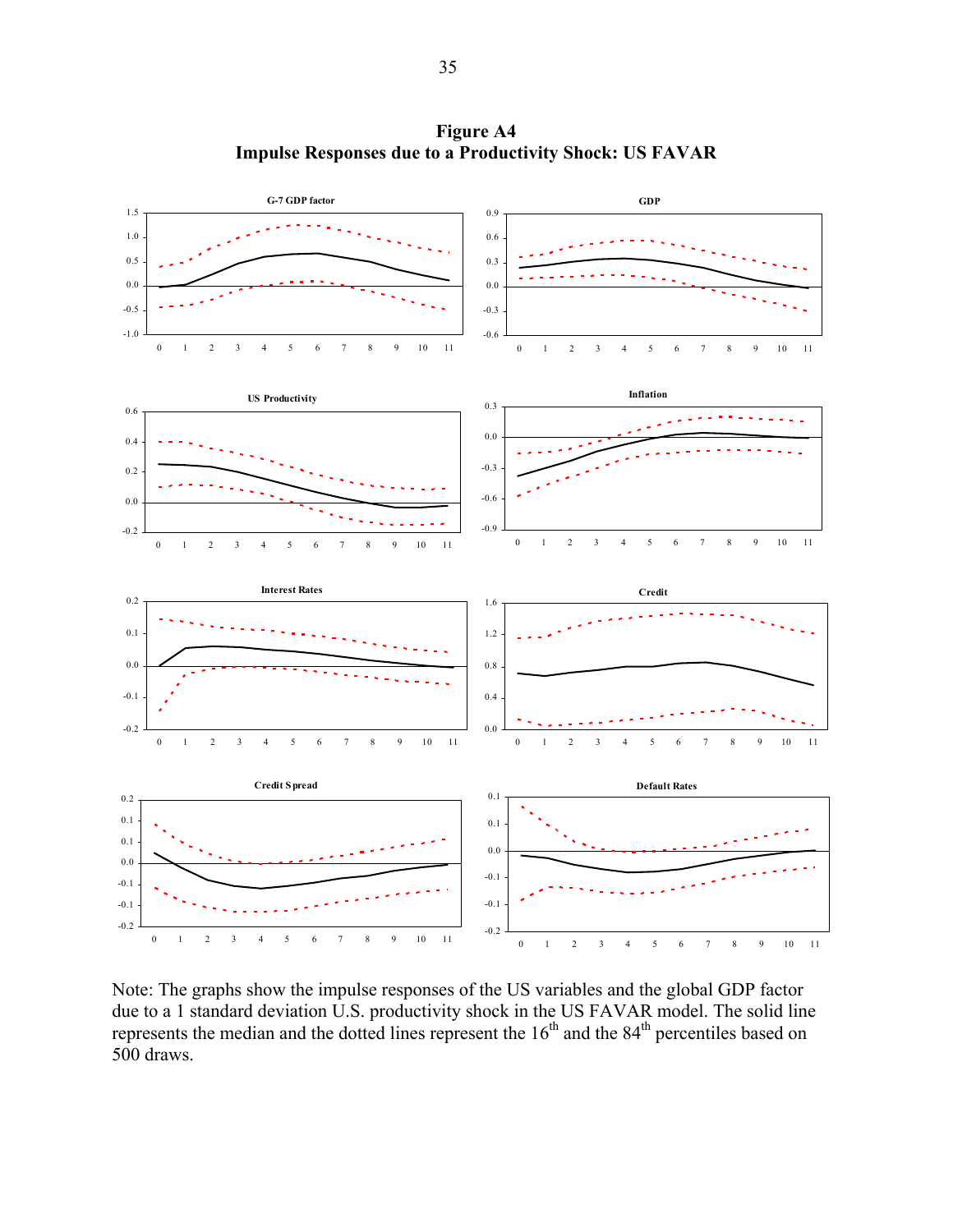**Figure A4**
**Impulse Responses due to a Productivity Shock: US FAVAR**

Note: The graphs show the impulse responses of the US variables and the global GDP factor due to a 1 standard deviation U.S. productivity shock in the US FAVAR model. The solid line represents the median and the dotted lines represent the 16th and the 84th percentiles based on 500 draws.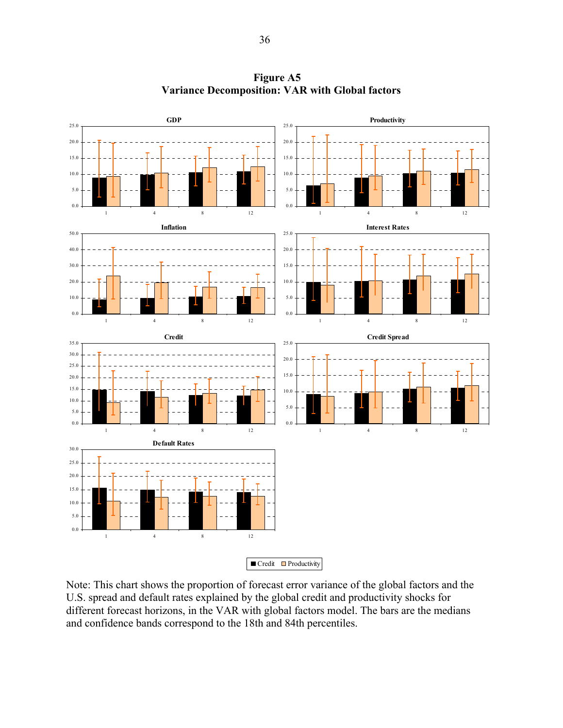# Figure A5
## Variance Decomposition: VAR with Global factors

Note: This chart shows the proportion of forecast error variance of the global factors and the U.S. spread and default rates explained by the global credit and productivity shocks for different forecast horizons, in the VAR with global factors model. The bars are the medians and confidence bands correspond to the 18th and 84th percentiles.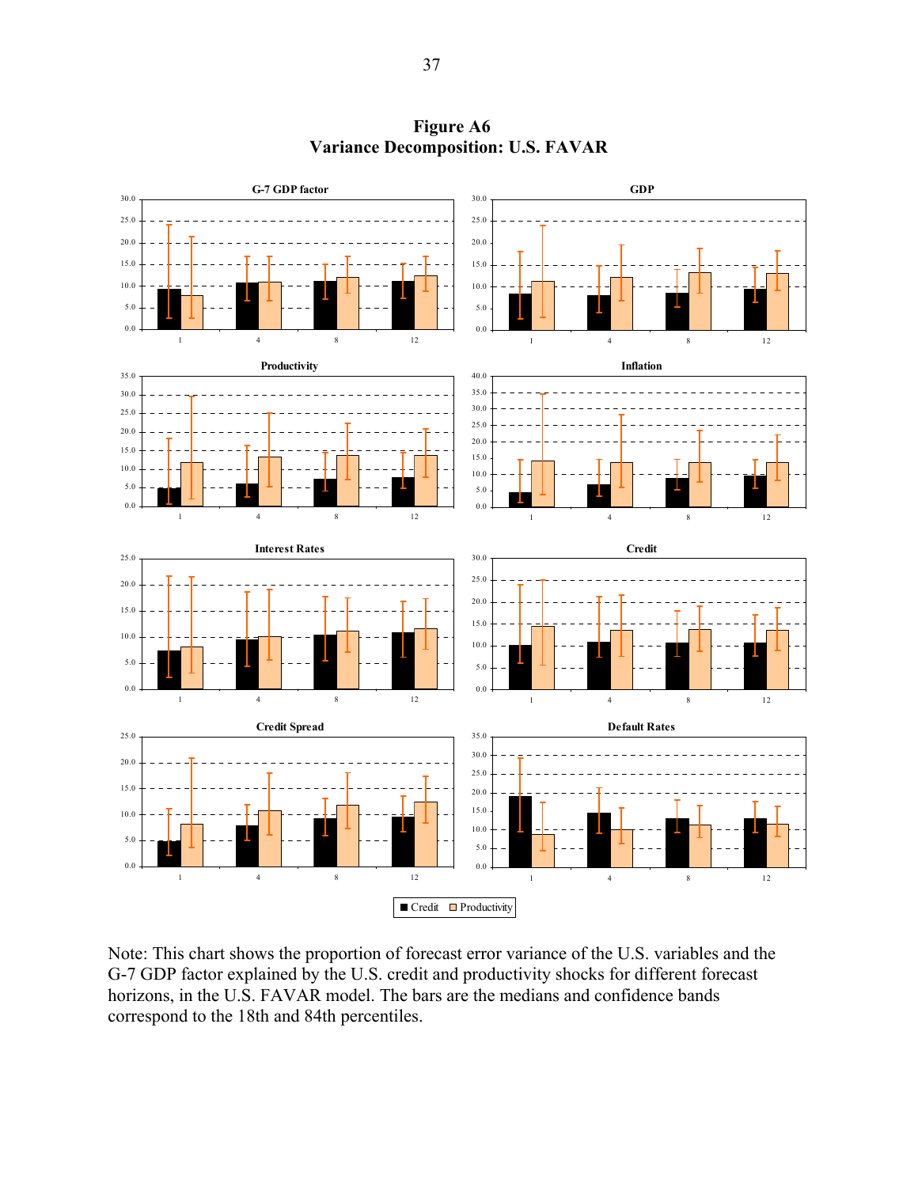# Figure A6
## Variance Decomposition: U.S. FAVAR

G-7 GDP factor

30.0
25.0
20.0
15.0
10.0
5.0
0.0

1 4 8 12

GDP

30.0
25.0
20.0
15.0
10.0
5.0
0.0

1 4 8 12

Productivity

35.0
30.0
25.0
20.0
15.0
10.0
5.0
0.0

1 4 8 12

Inflation

40.0
35.0
30.0
25.0
20.0
15.0
10.0
5.0
0.0

1 4 8 12

Interest Rates

25.0
20.0
15.0
10.0
5.0
0.0

1 4 8 12

Credit

30.0
25.0
20.0
15.0
10.0
5.0
0.0

1 4 8 12

Credit Spread

25.0
20.0
15.0
10.0
5.0
0.0

1 4 8 12

Default Rates

35.0
30.0
25.0
20.0
15.0
10.0
5.0
0.0

1 4 8 12

■ Credit □ Productivity

Note: This chart shows the proportion of forecast error variance of the U.S. variables and the G-7 GDP factor explained by the U.S. credit and productivity shocks for different forecast horizons, in the U.S. FAVAR model. The bars are the medians and confidence bands correspond to the 18th and 84th percentiles.